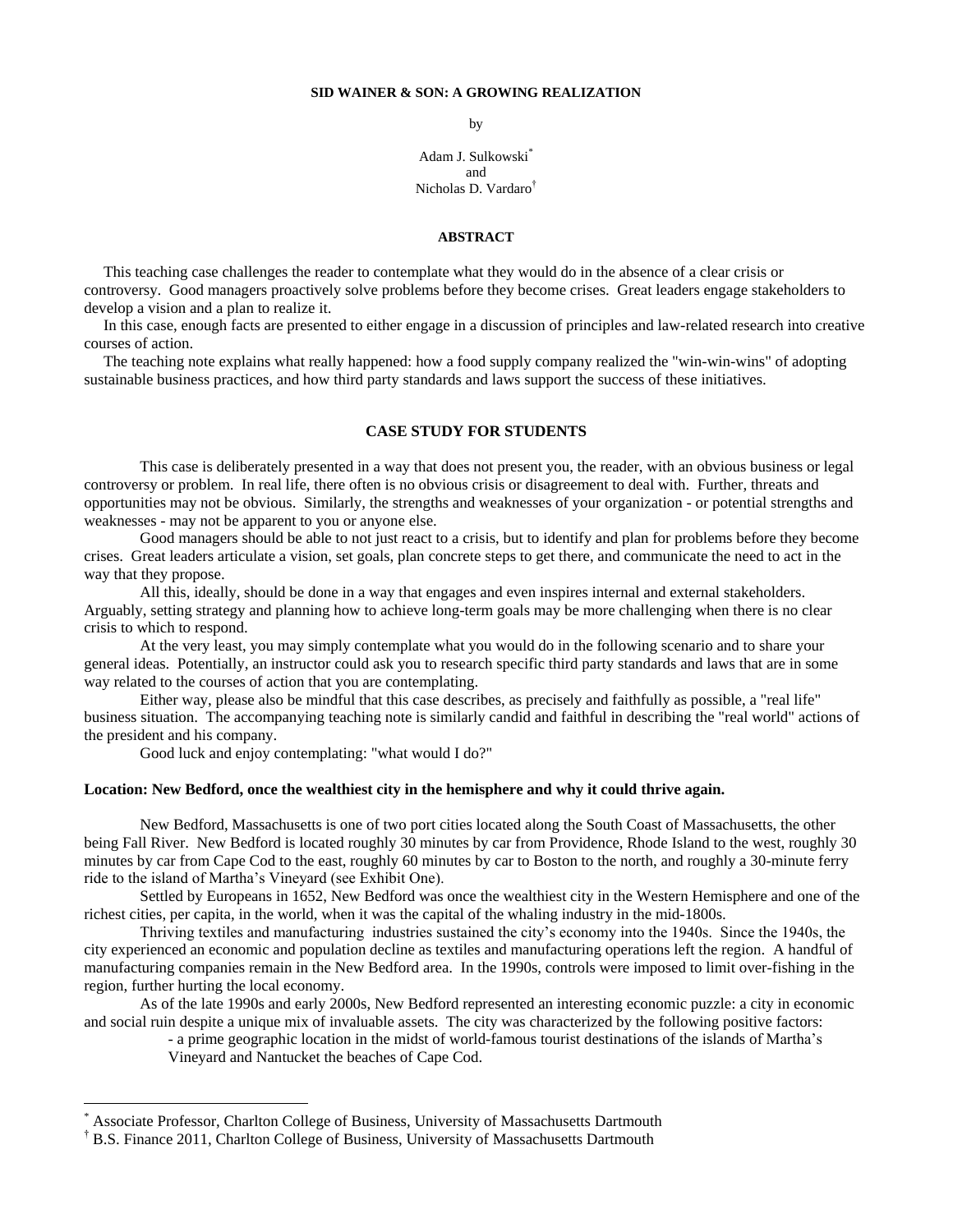# SID WAINER & SON: A GROWING REALIZATION

by

Adam J. Sulkowski[*]
and
Nicholas D. Vardaro[†]

## ABSTRACT

This teaching case challenges the reader to contemplate what they would do in the absence of a clear crisis or controversy. Good managers proactively solve problems before they become crises. Great leaders engage stakeholders to develop a vision and a plan to realize it.

In this case, enough facts are presented to either engage in a discussion of principles and law-related research into creative courses of action.

The teaching note explains what really happened: how a food supply company realized the "win-win-wins" of adopting sustainable business practices, and how third party standards and laws support the success of these initiatives.

## CASE STUDY FOR STUDENTS

This case is deliberately presented in a way that does not present you, the reader, with an obvious business or legal controversy or problem. In real life, there often is no obvious crisis or disagreement to deal with. Further, threats and opportunities may not be obvious. Similarly, the strengths and weaknesses of your organization - or potential strengths and weaknesses - may not be apparent to you or anyone else.

Good managers should be able to not just react to a crisis, but to identify and plan for problems before they become crises. Great leaders articulate a vision, set goals, plan concrete steps to get there, and communicate the need to act in the way that they propose.

All this, ideally, should be done in a way that engages and even inspires internal and external stakeholders. Arguably, setting strategy and planning how to achieve long-term goals may be more challenging when there is no clear crisis to which to respond.

At the very least, you may simply contemplate what you would do in the following scenario and to share your general ideas. Potentially, an instructor could ask you to research specific third party standards and laws that are in some way related to the courses of action that you are contemplating.

Either way, please also be mindful that this case describes, as precisely and faithfully as possible, a "real life" business situation. The accompanying teaching note is similarly candid and faithful in describing the "real world" actions of the president and his company.

Good luck and enjoy contemplating: "what would I do?"

### Location: New Bedford, once the wealthiest city in the hemisphere and why it could thrive again.

New Bedford, Massachusetts is one of two port cities located along the South Coast of Massachusetts, the other being Fall River. New Bedford is located roughly 30 minutes by car from Providence, Rhode Island to the west, roughly 30 minutes by car from Cape Cod to the east, roughly 60 minutes by car to Boston to the north, and roughly a 30-minute ferry ride to the island of Martha's Vineyard (see Exhibit One).

Settled by Europeans in 1652, New Bedford was once the wealthiest city in the Western Hemisphere and one of the richest cities, per capita, in the world, when it was the capital of the whaling industry in the mid-1800s.

Thriving textiles and manufacturing industries sustained the city's economy into the 1940s. Since the 1940s, the city experienced an economic and population decline as textiles and manufacturing operations left the region. A handful of manufacturing companies remain in the New Bedford area. In the 1990s, controls were imposed to limit over-fishing in the region, further hurting the local economy.

As of the late 1990s and early 2000s, New Bedford represented an interesting economic puzzle: a city in economic and social ruin despite a unique mix of invaluable assets. The city was characterized by the following positive factors:

- a prime geographic location in the midst of world-famous tourist destinations of the islands of Martha's Vineyard and Nantucket the beaches of Cape Cod.

---

[*] Associate Professor, Charlton College of Business, University of Massachusetts Dartmouth

[†] B.S. Finance 2011, Charlton College of Business, University of Massachusetts Dartmouth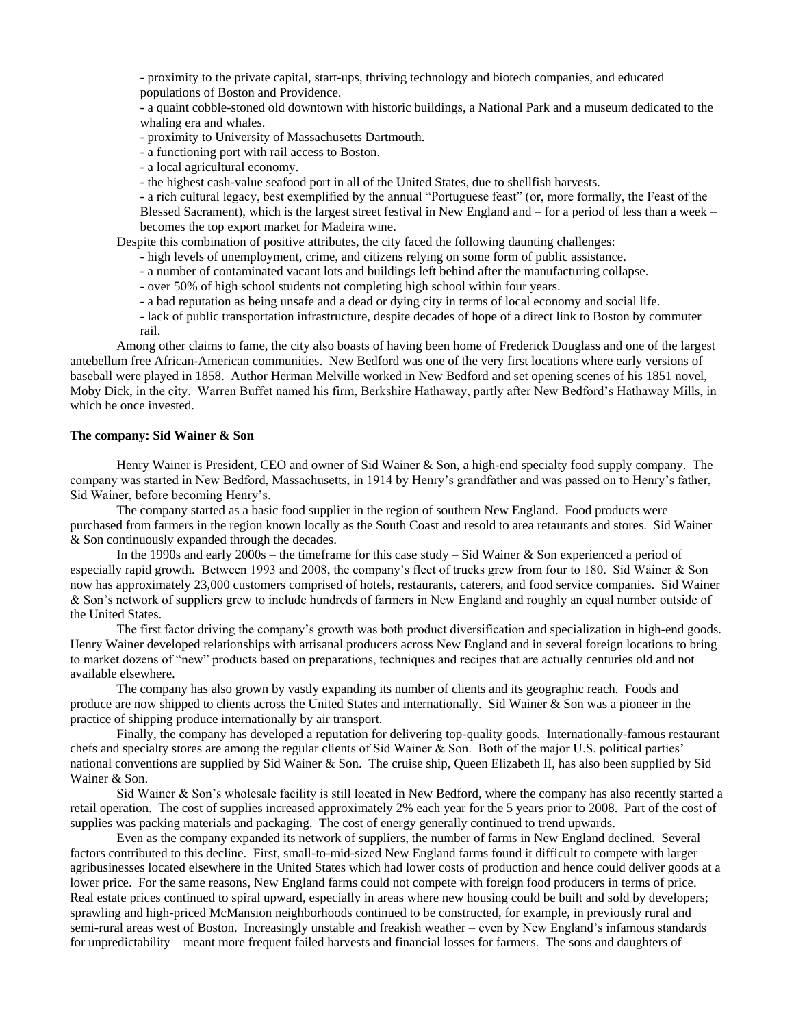- proximity to the private capital, start-ups, thriving technology and biotech companies, and educated populations of Boston and Providence.
- a quaint cobble-stoned old downtown with historic buildings, a National Park and a museum dedicated to the whaling era and whales.
- proximity to University of Massachusetts Dartmouth.
- a functioning port with rail access to Boston.
- a local agricultural economy.
- the highest cash-value seafood port in all of the United States, due to shellfish harvests.
- a rich cultural legacy, best exemplified by the annual "Portuguese feast" (or, more formally, the Feast of the Blessed Sacrament), which is the largest street festival in New England and – for a period of less than a week – becomes the top export market for Madeira wine.

Despite this combination of positive attributes, the city faced the following daunting challenges:

- high levels of unemployment, crime, and citizens relying on some form of public assistance.
- a number of contaminated vacant lots and buildings left behind after the manufacturing collapse.
- over 50% of high school students not completing high school within four years.
- a bad reputation as being unsafe and a dead or dying city in terms of local economy and social life.
- lack of public transportation infrastructure, despite decades of hope of a direct link to Boston by commuter rail.

Among other claims to fame, the city also boasts of having been home of Frederick Douglass and one of the largest antebellum free African-American communities. New Bedford was one of the very first locations where early versions of baseball were played in 1858. Author Herman Melville worked in New Bedford and set opening scenes of his 1851 novel, Moby Dick, in the city. Warren Buffet named his firm, Berkshire Hathaway, partly after New Bedford's Hathaway Mills, in which he once invested.

**The company: Sid Wainer & Son**

Henry Wainer is President, CEO and owner of Sid Wainer & Son, a high-end specialty food supply company. The company was started in New Bedford, Massachusetts, in 1914 by Henry's grandfather and was passed on to Henry's father, Sid Wainer, before becoming Henry's.

The company started as a basic food supplier in the region of southern New England. Food products were purchased from farmers in the region known locally as the South Coast and resold to area restaurants and stores. Sid Wainer & Son continuously expanded through the decades.

In the 1990s and early 2000s – the timeframe for this case study – Sid Wainer & Son experienced a period of especially rapid growth. Between 1993 and 2008, the company's fleet of trucks grew from four to 180. Sid Wainer & Son now has approximately 23,000 customers comprised of hotels, restaurants, caterers, and food service companies. Sid Wainer & Son's network of suppliers grew to include hundreds of farmers in New England and roughly an equal number outside of the United States.

The first factor driving the company's growth was both product diversification and specialization in high-end goods. Henry Wainer developed relationships with artisanal producers across New England and in several foreign locations to bring to market dozens of "new" products based on preparations, techniques and recipes that are actually centuries old and not available elsewhere.

The company has also grown by vastly expanding its number of clients and its geographic reach. Foods and produce are now shipped to clients across the United States and internationally. Sid Wainer & Son was a pioneer in the practice of shipping produce internationally by air transport.

Finally, the company has developed a reputation for delivering top-quality goods. Internationally-famous restaurant chefs and specialty stores are among the regular clients of Sid Wainer & Son. Both of the major U.S. political parties' national conventions are supplied by Sid Wainer & Son. The cruise ship, Queen Elizabeth II, has also been supplied by Sid Wainer & Son.

Sid Wainer & Son's wholesale facility is still located in New Bedford, where the company has also recently started a retail operation. The cost of supplies increased approximately 2% each year for the 5 years prior to 2008. Part of the cost of supplies was packing materials and packaging. The cost of energy generally continued to trend upwards.

Even as the company expanded its network of suppliers, the number of farms in New England declined. Several factors contributed to this decline. First, small-to-mid-sized New England farms found it difficult to compete with larger agribusinesses located elsewhere in the United States which had lower costs of production and hence could deliver goods at a lower price. For the same reasons, New England farms could not compete with foreign food producers in terms of price. Real estate prices continued to spiral upward, especially in areas where new housing could be built and sold by developers; sprawling and high-priced McMansion neighborhoods continued to be constructed, for example, in previously rural and semi-rural areas west of Boston. Increasingly unstable and freakish weather – even by New England's infamous standards for unpredictability – meant more frequent failed harvests and financial losses for farmers. The sons and daughters of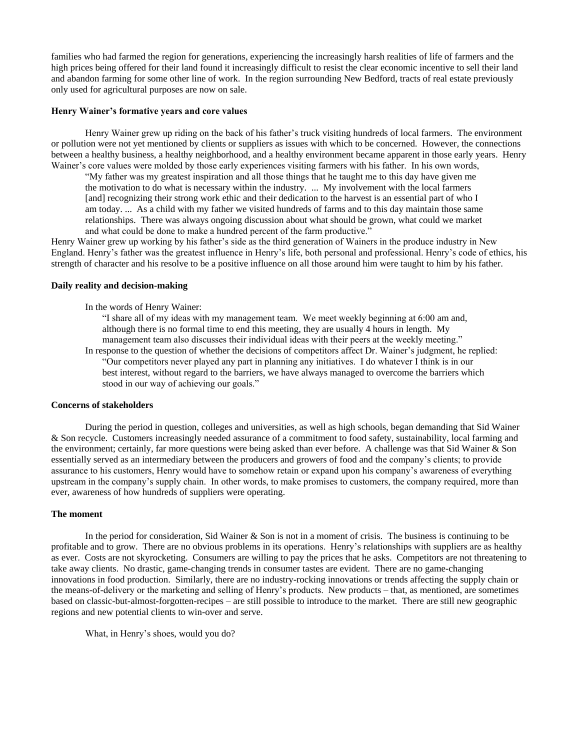families who had farmed the region for generations, experiencing the increasingly harsh realities of life of farmers and the high prices being offered for their land found it increasingly difficult to resist the clear economic incentive to sell their land and abandon farming for some other line of work. In the region surrounding New Bedford, tracts of real estate previously only used for agricultural purposes are now on sale.

**Henry Wainer's formative years and core values**

Henry Wainer grew up riding on the back of his father's truck visiting hundreds of local farmers. The environment or pollution were not yet mentioned by clients or suppliers as issues with which to be concerned. However, the connections between a healthy business, a healthy neighborhood, and a healthy environment became apparent in those early years. Henry Wainer's core values were molded by those early experiences visiting farmers with his father. In his own words,

> "My father was my greatest inspiration and all those things that he taught me to this day have given me the motivation to do what is necessary within the industry. ... My involvement with the local farmers [and] recognizing their strong work ethic and their dedication to the harvest is an essential part of who I am today. ... As a child with my father we visited hundreds of farms and to this day maintain those same relationships. There was always ongoing discussion about what should be grown, what could we market and what could be done to make a hundred percent of the farm productive."

Henry Wainer grew up working by his father's side as the third generation of Wainers in the produce industry in New England. Henry's father was the greatest influence in Henry's life, both personal and professional. Henry's code of ethics, his strength of character and his resolve to be a positive influence on all those around him were taught to him by his father.

**Daily reality and decision-making**

In the words of Henry Wainer:

> "I share all of my ideas with my management team. We meet weekly beginning at 6:00 am and, although there is no formal time to end this meeting, they are usually 4 hours in length. My management team also discusses their individual ideas with their peers at the weekly meeting."

In response to the question of whether the decisions of competitors affect Dr. Wainer's judgment, he replied:

> "Our competitors never played any part in planning any initiatives. I do whatever I think is in our best interest, without regard to the barriers, we have always managed to overcome the barriers which stood in our way of achieving our goals."

**Concerns of stakeholders**

During the period in question, colleges and universities, as well as high schools, began demanding that Sid Wainer & Son recycle. Customers increasingly needed assurance of a commitment to food safety, sustainability, local farming and the environment; certainly, far more questions were being asked than ever before. A challenge was that Sid Wainer & Son essentially served as an intermediary between the producers and growers of food and the company's clients; to provide assurance to his customers, Henry would have to somehow retain or expand upon his company's awareness of everything upstream in the company's supply chain. In other words, to make promises to customers, the company required, more than ever, awareness of how hundreds of suppliers were operating.

**The moment**

In the period for consideration, Sid Wainer & Son is not in a moment of crisis. The business is continuing to be profitable and to grow. There are no obvious problems in its operations. Henry's relationships with suppliers are as healthy as ever. Costs are not skyrocketing. Consumers are willing to pay the prices that he asks. Competitors are not threatening to take away clients. No drastic, game-changing trends in consumer tastes are evident. There are no game-changing innovations in food production. Similarly, there are no industry-rocking innovations or trends affecting the supply chain or the means-of-delivery or the marketing and selling of Henry's products. New products – that, as mentioned, are sometimes based on classic-but-almost-forgotten-recipes – are still possible to introduce to the market. There are still new geographic regions and new potential clients to win-over and serve.

What, in Henry's shoes, would you do?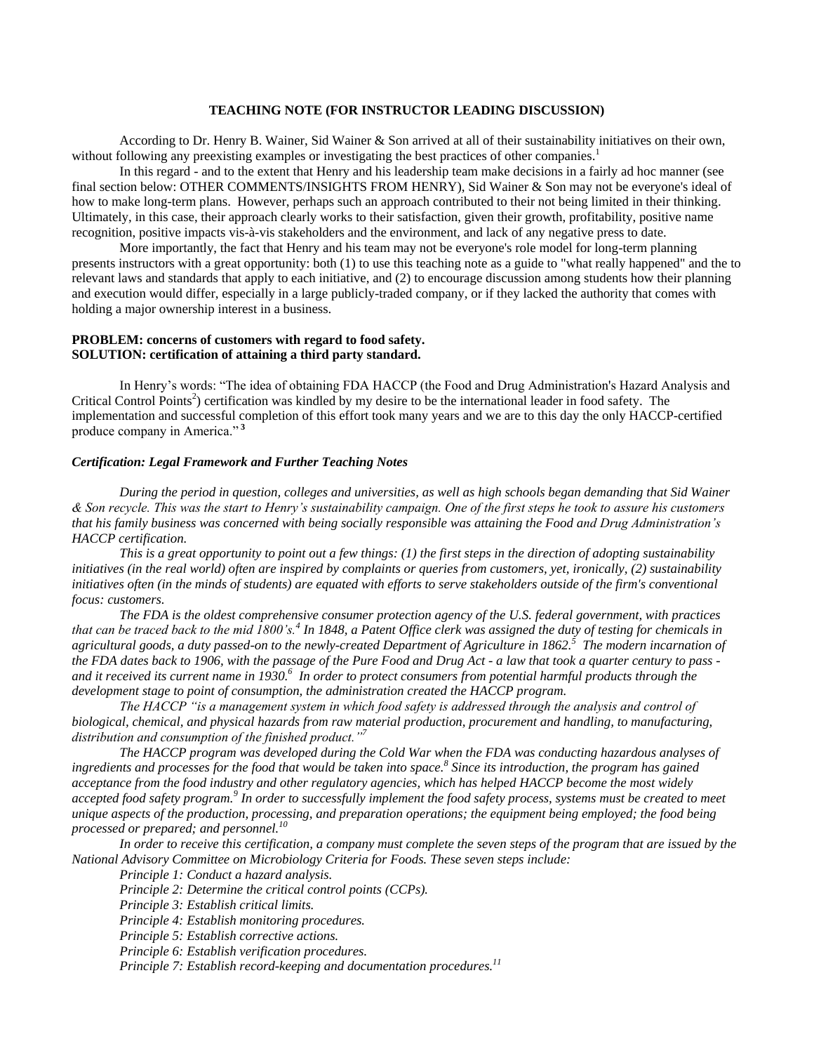**TEACHING NOTE (FOR INSTRUCTOR LEADING DISCUSSION)**

According to Dr. Henry B. Wainer, Sid Wainer & Son arrived at all of their sustainability initiatives on their own, without following any preexisting examples or investigating the best practices of other companies.[1]

In this regard - and to the extent that Henry and his leadership team make decisions in a fairly ad hoc manner (see final section below: OTHER COMMENTS/INSIGHTS FROM HENRY), Sid Wainer & Son may not be everyone's ideal of how to make long-term plans. However, perhaps such an approach contributed to their not being limited in their thinking. Ultimately, in this case, their approach clearly works to their satisfaction, given their growth, profitability, positive name recognition, positive impacts vis-à-vis stakeholders and the environment, and lack of any negative press to date.

More importantly, the fact that Henry and his team may not be everyone's role model for long-term planning presents instructors with a great opportunity: both (1) to use this teaching note as a guide to "what really happened" and the to relevant laws and standards that apply to each initiative, and (2) to encourage discussion among students how their planning and execution would differ, especially in a large publicly-traded company, or if they lacked the authority that comes with holding a major ownership interest in a business.

**PROBLEM: concerns of customers with regard to food safety.**
**SOLUTION: certification of attaining a third party standard.**

In Henry's words: "The idea of obtaining FDA HACCP (the Food and Drug Administration's Hazard Analysis and Critical Control Points[2]) certification was kindled by my desire to be the international leader in food safety. The implementation and successful completion of this effort took many years and we are to this day the only HACCP-certified produce company in America."[3]

***Certification: Legal Framework and Further Teaching Notes***

*During the period in question, colleges and universities, as well as high schools began demanding that Sid Wainer & Son recycle. This was the start to Henry's sustainability campaign. One of the first steps he took to assure his customers that his family business was concerned with being socially responsible was attaining the Food and Drug Administration's HACCP certification.*

*This is a great opportunity to point out a few things: (1) the first steps in the direction of adopting sustainability initiatives (in the real world) often are inspired by complaints or queries from customers, yet, ironically, (2) sustainability initiatives often (in the minds of students) are equated with efforts to serve stakeholders outside of the firm's conventional focus: customers.*

*The FDA is the oldest comprehensive consumer protection agency of the U.S. federal government, with practices that can be traced back to the mid 1800's.[4] In 1848, a Patent Office clerk was assigned the duty of testing for chemicals in agricultural goods, a duty passed-on to the newly-created Department of Agriculture in 1862.[5] The modern incarnation of the FDA dates back to 1906, with the passage of the Pure Food and Drug Act - a law that took a quarter century to pass - and it received its current name in 1930.[6] In order to protect consumers from potential harmful products through the development stage to point of consumption, the administration created the HACCP program.*

*The HACCP "is a management system in which food safety is addressed through the analysis and control of biological, chemical, and physical hazards from raw material production, procurement and handling, to manufacturing, distribution and consumption of the finished product."[7]*

*The HACCP program was developed during the Cold War when the FDA was conducting hazardous analyses of ingredients and processes for the food that would be taken into space.[8] Since its introduction, the program has gained acceptance from the food industry and other regulatory agencies, which has helped HACCP become the most widely accepted food safety program.[9] In order to successfully implement the food safety process, systems must be created to meet unique aspects of the production, processing, and preparation operations; the equipment being employed; the food being processed or prepared; and personnel.[10]*

*In order to receive this certification, a company must complete the seven steps of the program that are issued by the National Advisory Committee on Microbiology Criteria for Foods. These seven steps include:*

*Principle 1: Conduct a hazard analysis.*
*Principle 2: Determine the critical control points (CCPs).*
*Principle 3: Establish critical limits.*
*Principle 4: Establish monitoring procedures.*
*Principle 5: Establish corrective actions.*
*Principle 6: Establish verification procedures.*
*Principle 7: Establish record-keeping and documentation procedures.[11]*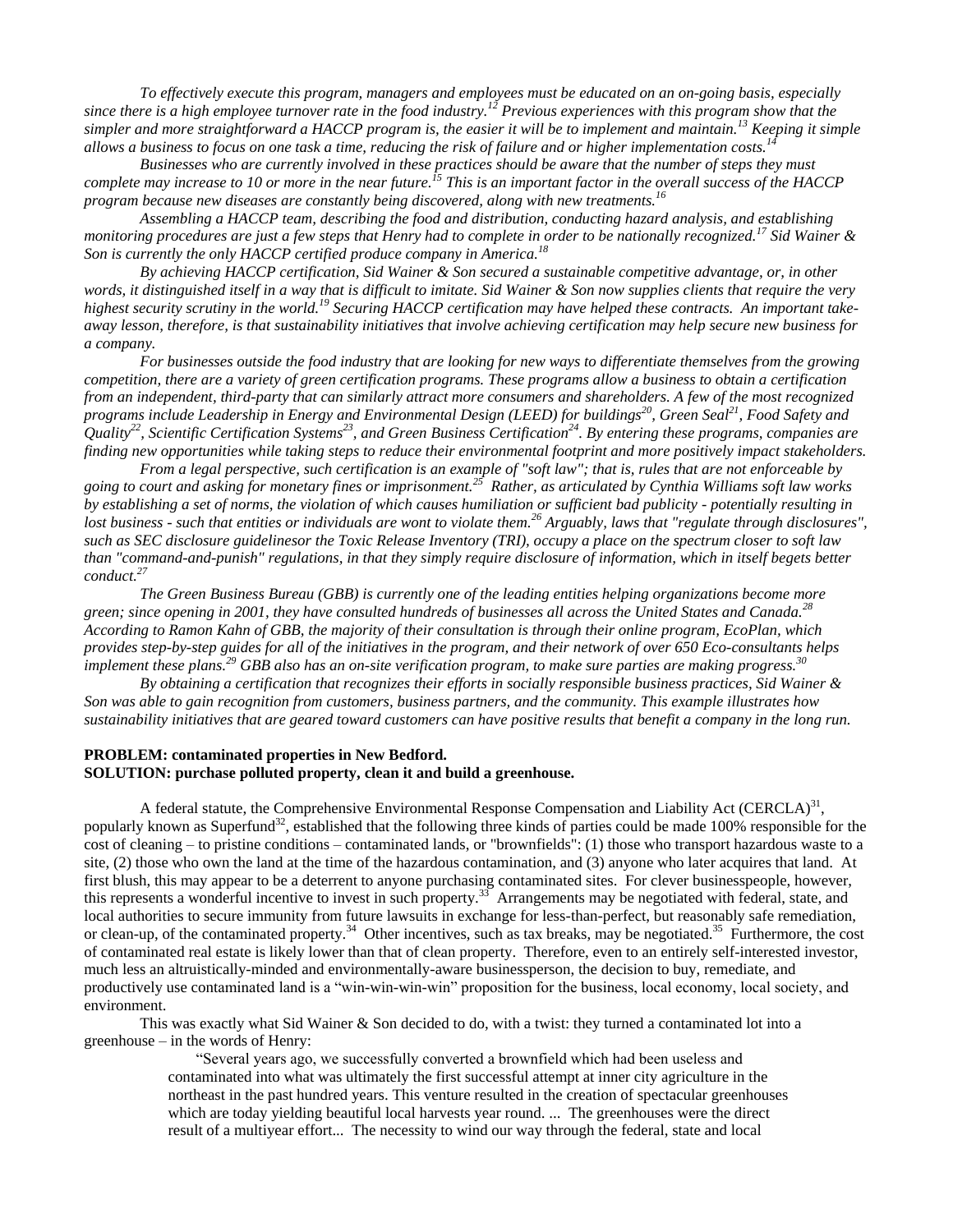*To effectively execute this program, managers and employees must be educated on an on-going basis, especially since there is a high employee turnover rate in the food industry.[12] Previous experiences with this program show that the simpler and more straightforward a HACCP program is, the easier it will be to implement and maintain.[13] Keeping it simple allows a business to focus on one task a time, reducing the risk of failure and or higher implementation costs.[14]*

*Businesses who are currently involved in these practices should be aware that the number of steps they must complete may increase to 10 or more in the near future.[15] This is an important factor in the overall success of the HACCP program because new diseases are constantly being discovered, along with new treatments.[16]*

*Assembling a HACCP team, describing the food and distribution, conducting hazard analysis, and establishing monitoring procedures are just a few steps that Henry had to complete in order to be nationally recognized.[17] Sid Wainer & Son is currently the only HACCP certified produce company in America.[18]*

*By achieving HACCP certification, Sid Wainer & Son secured a sustainable competitive advantage, or, in other words, it distinguished itself in a way that is difficult to imitate. Sid Wainer & Son now supplies clients that require the very highest security scrutiny in the world.[19] Securing HACCP certification may have helped these contracts. An important take-away lesson, therefore, is that sustainability initiatives that involve achieving certification may help secure new business for a company.*

*For businesses outside the food industry that are looking for new ways to differentiate themselves from the growing competition, there are a variety of green certification programs. These programs allow a business to obtain a certification from an independent, third-party that can similarly attract more consumers and shareholders. A few of the most recognized programs include Leadership in Energy and Environmental Design (LEED) for buildings[20], Green Seal[21], Food Safety and Quality[22], Scientific Certification Systems[23], and Green Business Certification[24]. By entering these programs, companies are finding new opportunities while taking steps to reduce their environmental footprint and more positively impact stakeholders.*

*From a legal perspective, such certification is an example of "soft law"; that is, rules that are not enforceable by going to court and asking for monetary fines or imprisonment.[25] Rather, as articulated by Cynthia Williams soft law works by establishing a set of norms, the violation of which causes humiliation or sufficient bad publicity - potentially resulting in lost business - such that entities or individuals are wont to violate them.[26] Arguably, laws that "regulate through disclosures", such as SEC disclosure guidelinesor the Toxic Release Inventory (TRI), occupy a place on the spectrum closer to soft law than "command-and-punish" regulations, in that they simply require disclosure of information, which in itself begets better conduct.[27]*

*The Green Business Bureau (GBB) is currently one of the leading entities helping organizations become more green; since opening in 2001, they have consulted hundreds of businesses all across the United States and Canada.[28] According to Ramon Kahn of GBB, the majority of their consultation is through their online program, EcoPlan, which provides step-by-step guides for all of the initiatives in the program, and their network of over 650 Eco-consultants helps implement these plans.[29] GBB also has an on-site verification program, to make sure parties are making progress.[30]*

*By obtaining a certification that recognizes their efforts in socially responsible business practices, Sid Wainer & Son was able to gain recognition from customers, business partners, and the community. This example illustrates how sustainability initiatives that are geared toward customers can have positive results that benefit a company in the long run.*

**PROBLEM: contaminated properties in New Bedford.**
**SOLUTION: purchase polluted property, clean it and build a greenhouse.**

A federal statute, the Comprehensive Environmental Response Compensation and Liability Act (CERCLA)[31], popularly known as Superfund[32], established that the following three kinds of parties could be made 100% responsible for the cost of cleaning – to pristine conditions – contaminated lands, or "brownfields": (1) those who transport hazardous waste to a site, (2) those who own the land at the time of the hazardous contamination, and (3) anyone who later acquires that land. At first blush, this may appear to be a deterrent to anyone purchasing contaminated sites. For clever businesspeople, however, this represents a wonderful incentive to invest in such property.[33] Arrangements may be negotiated with federal, state, and local authorities to secure immunity from future lawsuits in exchange for less-than-perfect, but reasonably safe remediation, or clean-up, of the contaminated property.[34] Other incentives, such as tax breaks, may be negotiated.[35] Furthermore, the cost of contaminated real estate is likely lower than that of clean property. Therefore, even to an entirely self-interested investor, much less an altruistically-minded and environmentally-aware businessperson, the decision to buy, remediate, and productively use contaminated land is a "win-win-win-win" proposition for the business, local economy, local society, and environment.

This was exactly what Sid Wainer & Son decided to do, with a twist: they turned a contaminated lot into a greenhouse – in the words of Henry:

> "Several years ago, we successfully converted a brownfield which had been useless and contaminated into what was ultimately the first successful attempt at inner city agriculture in the northeast in the past hundred years. This venture resulted in the creation of spectacular greenhouses which are today yielding beautiful local harvests year round. ... The greenhouses were the direct result of a multiyear effort... The necessity to wind our way through the federal, state and local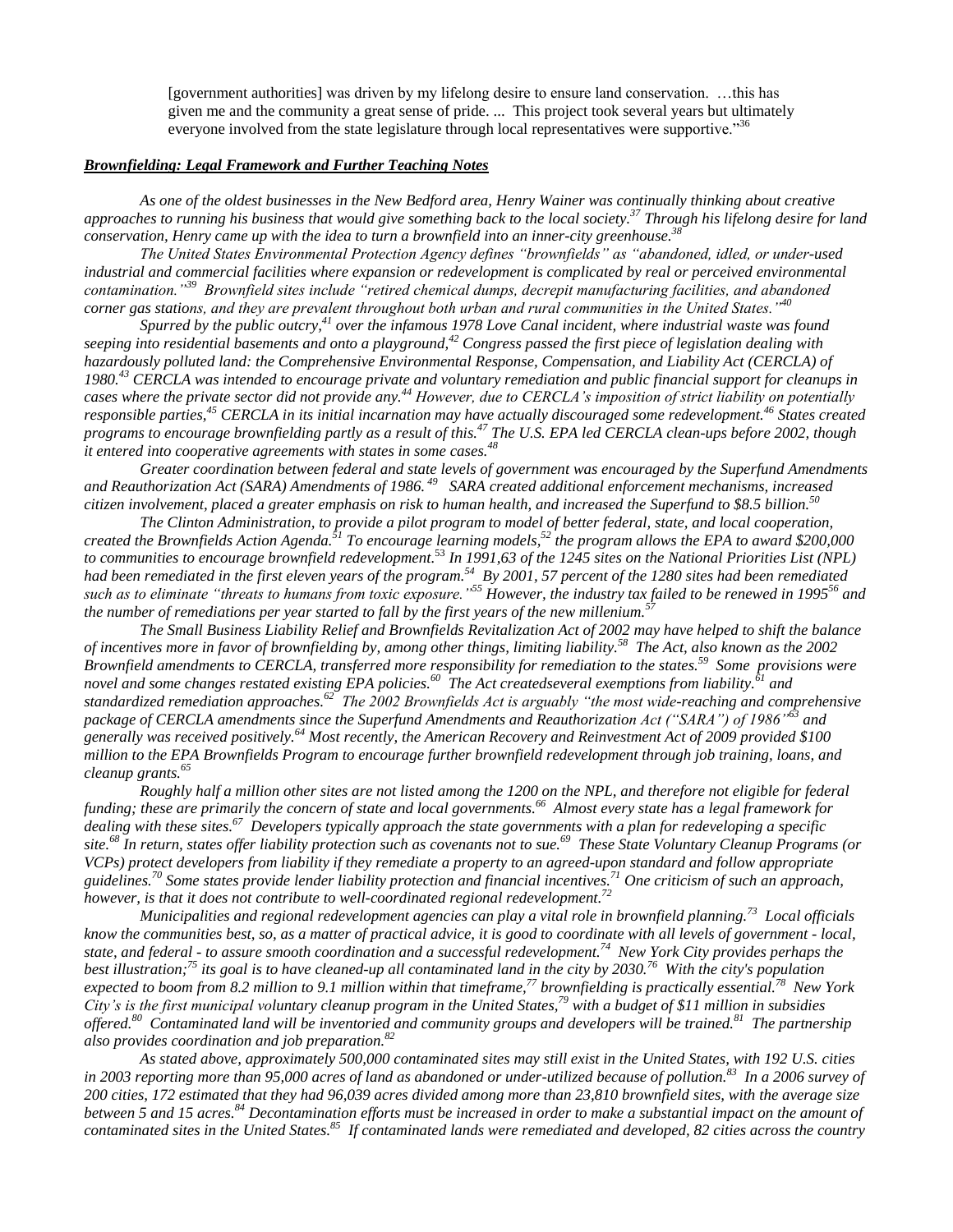> [government authorities] was driven by my lifelong desire to ensure land conservation. …this has given me and the community a great sense of pride. ... This project took several years but ultimately everyone involved from the state legislature through local representatives were supportive."[36]

***Brownfielding: Legal Framework and Further Teaching Notes***

*As one of the oldest businesses in the New Bedford area, Henry Wainer was continually thinking about creative approaches to running his business that would give something back to the local society.[37] Through his lifelong desire for land conservation, Henry came up with the idea to turn a brownfield into an inner-city greenhouse.[38]*

*The United States Environmental Protection Agency defines "brownfields" as "abandoned, idled, or under-used industrial and commercial facilities where expansion or redevelopment is complicated by real or perceived environmental contamination."[39] Brownfield sites include "retired chemical dumps, decrepit manufacturing facilities, and abandoned corner gas stations, and they are prevalent throughout both urban and rural communities in the United States."[40]*

*Spurred by the public outcry,[41] over the infamous 1978 Love Canal incident, where industrial waste was found seeping into residential basements and onto a playground,[42] Congress passed the first piece of legislation dealing with hazardously polluted land: the Comprehensive Environmental Response, Compensation, and Liability Act (CERCLA) of 1980.[43] CERCLA was intended to encourage private and voluntary remediation and public financial support for cleanups in cases where the private sector did not provide any.[44] However, due to CERCLA's imposition of strict liability on potentially responsible parties,[45] CERCLA in its initial incarnation may have actually discouraged some redevelopment.[46] States created programs to encourage brownfielding partly as a result of this.[47] The U.S. EPA led CERCLA clean-ups before 2002, though it entered into cooperative agreements with states in some cases.[48]*

*Greater coordination between federal and state levels of government was encouraged by the Superfund Amendments and Reauthorization Act (SARA) Amendments of 1986.[49] SARA created additional enforcement mechanisms, increased citizen involvement, placed a greater emphasis on risk to human health, and increased the Superfund to $8.5 billion.[50]*

*The Clinton Administration, to provide a pilot program to model of better federal, state, and local cooperation, created the Brownfields Action Agenda.[51] To encourage learning models,[52] the program allows the EPA to award $200,000 to communities to encourage brownfield redevelopment.[53] In 1991,63 of the 1245 sites on the National Priorities List (NPL) had been remediated in the first eleven years of the program.[54] By 2001, 57 percent of the 1280 sites had been remediated such as to eliminate "threats to humans from toxic exposure."[55] However, the industry tax failed to be renewed in 1995[56] and the number of remediations per year started to fall by the first years of the new millenium.[57]*

*The Small Business Liability Relief and Brownfields Revitalization Act of 2002 may have helped to shift the balance of incentives more in favor of brownfielding by, among other things, limiting liability.[58] The Act, also known as the 2002 Brownfield amendments to CERCLA, transferred more responsibility for remediation to the states.[59] Some provisions were novel and some changes restated existing EPA policies.[60] The Act createdseveral exemptions from liability.[61] and standardized remediation approaches.[62] The 2002 Brownfields Act is arguably "the most wide-reaching and comprehensive package of CERCLA amendments since the Superfund Amendments and Reauthorization Act ("SARA") of 1986"[63] and generally was received positively.[64] Most recently, the American Recovery and Reinvestment Act of 2009 provided $100 million to the EPA Brownfields Program to encourage further brownfield redevelopment through job training, loans, and cleanup grants.[65]*

*Roughly half a million other sites are not listed among the 1200 on the NPL, and therefore not eligible for federal funding; these are primarily the concern of state and local governments.[66] Almost every state has a legal framework for dealing with these sites.[67] Developers typically approach the state governments with a plan for redeveloping a specific site.[68] In return, states offer liability protection such as covenants not to sue.[69] These State Voluntary Cleanup Programs (or VCPs) protect developers from liability if they remediate a property to an agreed-upon standard and follow appropriate guidelines.[70] Some states provide lender liability protection and financial incentives.[71] One criticism of such an approach, however, is that it does not contribute to well-coordinated regional redevelopment.[72]*

*Municipalities and regional redevelopment agencies can play a vital role in brownfield planning.[73] Local officials know the communities best, so, as a matter of practical advice, it is good to coordinate with all levels of government - local, state, and federal - to assure smooth coordination and a successful redevelopment.[74] New York City provides perhaps the best illustration;[75] its goal is to have cleaned-up all contaminated land in the city by 2030.[76] With the city's population expected to boom from 8.2 million to 9.1 million within that timeframe,[77] brownfielding is practically essential.[78] New York City's is the first municipal voluntary cleanup program in the United States,[79] with a budget of $11 million in subsidies offered.[80] Contaminated land will be inventoried and community groups and developers will be trained.[81] The partnership also provides coordination and job preparation.[82]*

*As stated above, approximately 500,000 contaminated sites may still exist in the United States, with 192 U.S. cities in 2003 reporting more than 95,000 acres of land as abandoned or under-utilized because of pollution.[83] In a 2006 survey of 200 cities, 172 estimated that they had 96,039 acres divided among more than 23,810 brownfield sites, with the average size between 5 and 15 acres.[84] Decontamination efforts must be increased in order to make a substantial impact on the amount of contaminated sites in the United States.[85] If contaminated lands were remediated and developed, 82 cities across the country*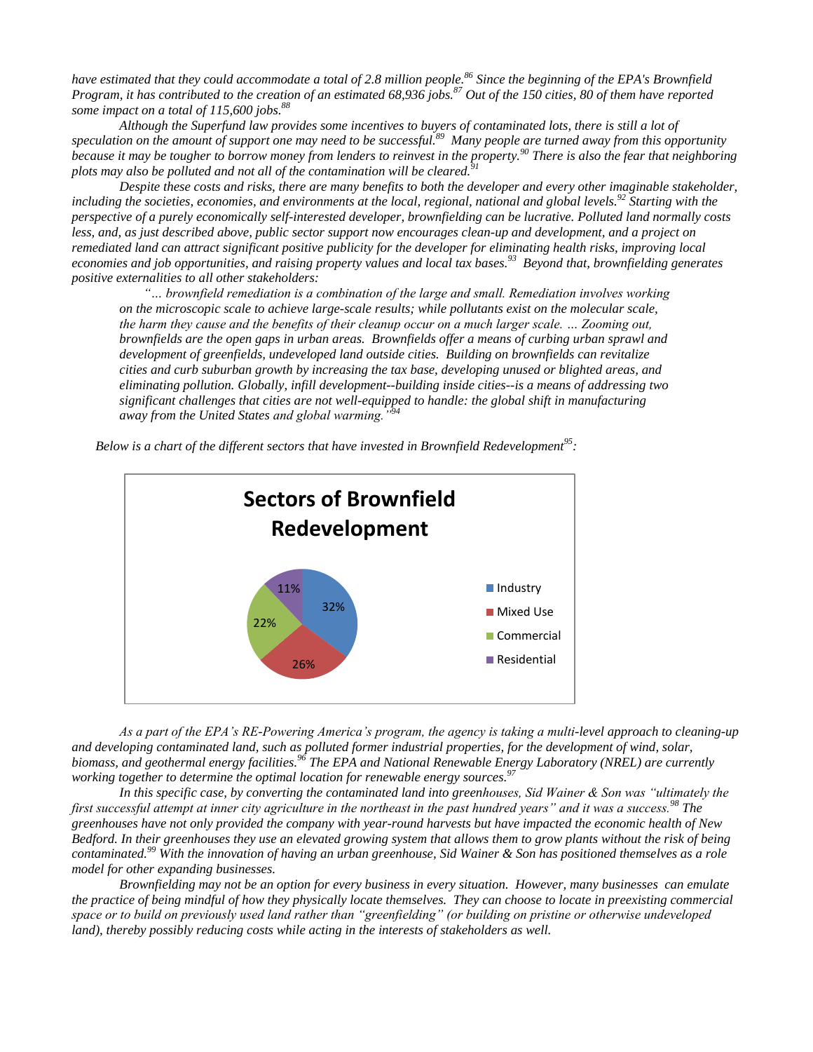have estimated that they could accommodate a total of 2.8 million people.[86] Since the beginning of the EPA's Brownfield Program, it has contributed to the creation of an estimated 68,936 jobs.[87] Out of the 150 cities, 80 of them have reported some impact on a total of 115,600 jobs.[88]

Although the Superfund law provides some incentives to buyers of contaminated lots, there is still a lot of speculation on the amount of support one may need to be successful.[89] Many people are turned away from this opportunity because it may be tougher to borrow money from lenders to reinvest in the property.[90] There is also the fear that neighboring plots may also be polluted and not all of the contamination will be cleared.[91]

Despite these costs and risks, there are many benefits to both the developer and every other imaginable stakeholder, including the societies, economies, and environments at the local, regional, national and global levels.[92] Starting with the perspective of a purely economically self-interested developer, brownfielding can be lucrative. Polluted land normally costs less, and, as just described above, public sector support now encourages clean-up and development, and a project on remediated land can attract significant positive publicity for the developer for eliminating health risks, improving local economies and job opportunities, and raising property values and local tax bases.[93] Beyond that, brownfielding generates positive externalities to all other stakeholders:

> "… brownfield remediation is a combination of the large and small. Remediation involves working on the microscopic scale to achieve large-scale results; while pollutants exist on the molecular scale, the harm they cause and the benefits of their cleanup occur on a much larger scale. … Zooming out, brownfields are the open gaps in urban areas. Brownfields offer a means of curbing urban sprawl and development of greenfields, undeveloped land outside cities. Building on brownfields can revitalize cities and curb suburban growth by increasing the tax base, developing unused or blighted areas, and eliminating pollution. Globally, infill development--building inside cities--is a means of addressing two significant challenges that cities are not well-equipped to handle: the global shift in manufacturing away from the United States and global warming."[94]

Below is a chart of the different sectors that have invested in Brownfield Redevelopment[95]:

**Sectors of Brownfield Redevelopment**

| Sector | Share |
|---|---|
| Industry | 32% |
| Mixed Use | 26% |
| Commercial | 22% |
| Residential | 11% |

As a part of the EPA's RE-Powering America's program, the agency is taking a multi-level approach to cleaning-up and developing contaminated land, such as polluted former industrial properties, for the development of wind, solar, biomass, and geothermal energy facilities.[96] The EPA and National Renewable Energy Laboratory (NREL) are currently working together to determine the optimal location for renewable energy sources.[97]

In this specific case, by converting the contaminated land into greenhouses, Sid Wainer & Son was "ultimately the first successful attempt at inner city agriculture in the northeast in the past hundred years" and it was a success.[98] The greenhouses have not only provided the company with year-round harvests but have impacted the economic health of New Bedford. In their greenhouses they use an elevated growing system that allows them to grow plants without the risk of being contaminated.[99] With the innovation of having an urban greenhouse, Sid Wainer & Son has positioned themselves as a role model for other expanding businesses.

Brownfielding may not be an option for every business in every situation. However, many businesses can emulate the practice of being mindful of how they physically locate themselves. They can choose to locate in preexisting commercial space or to build on previously used land rather than "greenfielding" (or building on pristine or otherwise undeveloped land), thereby possibly reducing costs while acting in the interests of stakeholders as well.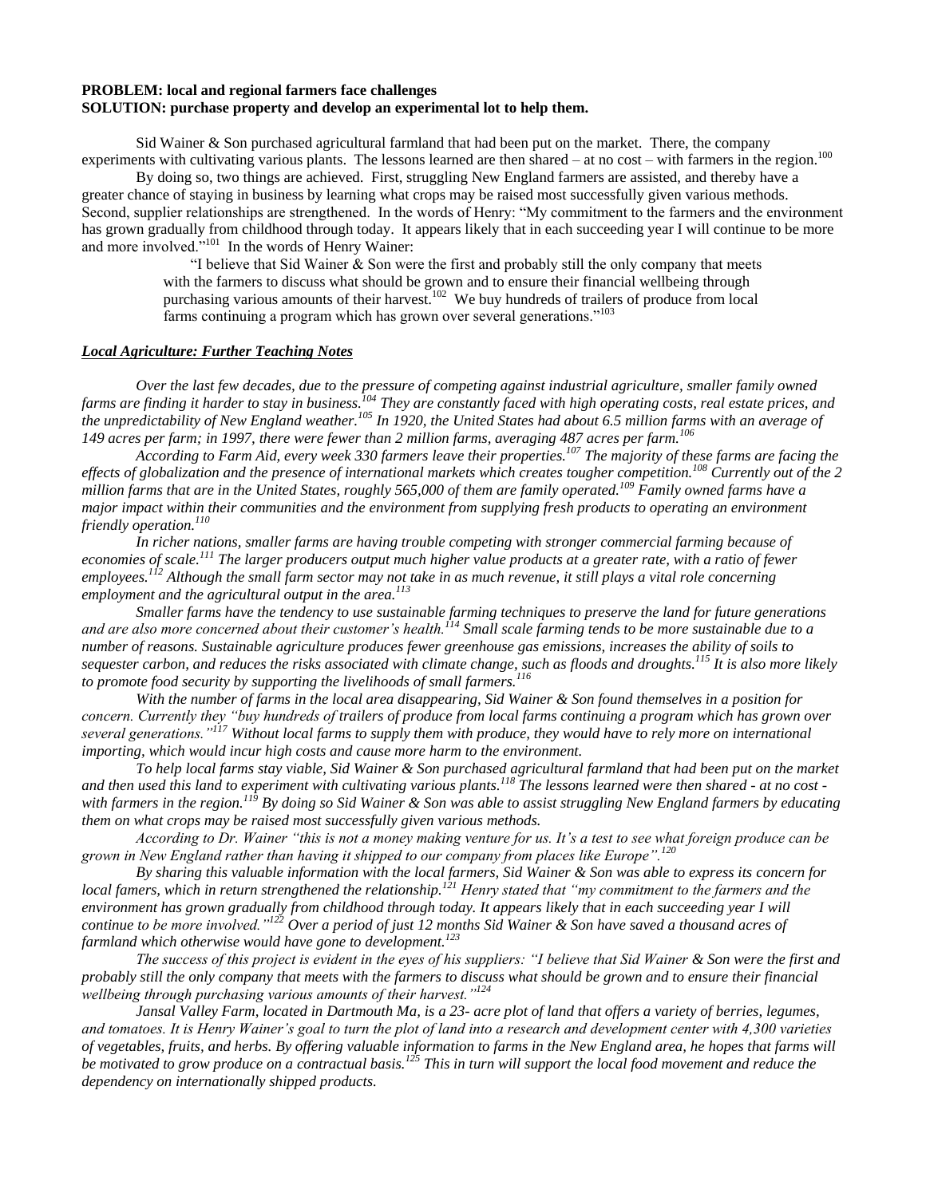**PROBLEM: local and regional farmers face challenges**
**SOLUTION: purchase property and develop an experimental lot to help them.**

Sid Wainer & Son purchased agricultural farmland that had been put on the market. There, the company experiments with cultivating various plants. The lessons learned are then shared – at no cost – with farmers in the region.[100]

By doing so, two things are achieved. First, struggling New England farmers are assisted, and thereby have a greater chance of staying in business by learning what crops may be raised most successfully given various methods. Second, supplier relationships are strengthened. In the words of Henry: "My commitment to the farmers and the environment has grown gradually from childhood through today. It appears likely that in each succeeding year I will continue to be more and more involved."[101] In the words of Henry Wainer:

> "I believe that Sid Wainer & Son were the first and probably still the only company that meets with the farmers to discuss what should be grown and to ensure their financial wellbeing through purchasing various amounts of their harvest.[102] We buy hundreds of trailers of produce from local farms continuing a program which has grown over several generations."[103]

***Local Agriculture: Further Teaching Notes***

*Over the last few decades, due to the pressure of competing against industrial agriculture, smaller family owned farms are finding it harder to stay in business.[104] They are constantly faced with high operating costs, real estate prices, and the unpredictability of New England weather.[105] In 1920, the United States had about 6.5 million farms with an average of 149 acres per farm; in 1997, there were fewer than 2 million farms, averaging 487 acres per farm.[106]*

*According to Farm Aid, every week 330 farmers leave their properties.[107] The majority of these farms are facing the effects of globalization and the presence of international markets which creates tougher competition.[108] Currently out of the 2 million farms that are in the United States, roughly 565,000 of them are family operated.[109] Family owned farms have a major impact within their communities and the environment from supplying fresh products to operating an environment friendly operation.[110]*

*In richer nations, smaller farms are having trouble competing with stronger commercial farming because of economies of scale.[111] The larger producers output much higher value products at a greater rate, with a ratio of fewer employees.[112] Although the small farm sector may not take in as much revenue, it still plays a vital role concerning employment and the agricultural output in the area.[113]*

*Smaller farms have the tendency to use sustainable farming techniques to preserve the land for future generations and are also more concerned about their customer's health.[114] Small scale farming tends to be more sustainable due to a number of reasons. Sustainable agriculture produces fewer greenhouse gas emissions, increases the ability of soils to sequester carbon, and reduces the risks associated with climate change, such as floods and droughts.[115] It is also more likely to promote food security by supporting the livelihoods of small farmers.[116]*

*With the number of farms in the local area disappearing, Sid Wainer & Son found themselves in a position for concern. Currently they "buy hundreds of trailers of produce from local farms continuing a program which has grown over several generations."[117] Without local farms to supply them with produce, they would have to rely more on international importing, which would incur high costs and cause more harm to the environment.*

*To help local farms stay viable, Sid Wainer & Son purchased agricultural farmland that had been put on the market and then used this land to experiment with cultivating various plants.[118] The lessons learned were then shared - at no cost - with farmers in the region.[119] By doing so Sid Wainer & Son was able to assist struggling New England farmers by educating them on what crops may be raised most successfully given various methods.*

*According to Dr. Wainer "this is not a money making venture for us. It's a test to see what foreign produce can be grown in New England rather than having it shipped to our company from places like Europe".[120]*

*By sharing this valuable information with the local farmers, Sid Wainer & Son was able to express its concern for local famers, which in return strengthened the relationship.[121] Henry stated that "my commitment to the farmers and the environment has grown gradually from childhood through today. It appears likely that in each succeeding year I will continue to be more involved."[122] Over a period of just 12 months Sid Wainer & Son have saved a thousand acres of farmland which otherwise would have gone to development.[123]*

*The success of this project is evident in the eyes of his suppliers: "I believe that Sid Wainer & Son were the first and probably still the only company that meets with the farmers to discuss what should be grown and to ensure their financial wellbeing through purchasing various amounts of their harvest."[124]*

*Jansal Valley Farm, located in Dartmouth Ma, is a 23- acre plot of land that offers a variety of berries, legumes, and tomatoes. It is Henry Wainer's goal to turn the plot of land into a research and development center with 4,300 varieties of vegetables, fruits, and herbs. By offering valuable information to farms in the New England area, he hopes that farms will be motivated to grow produce on a contractual basis.[125] This in turn will support the local food movement and reduce the dependency on internationally shipped products.*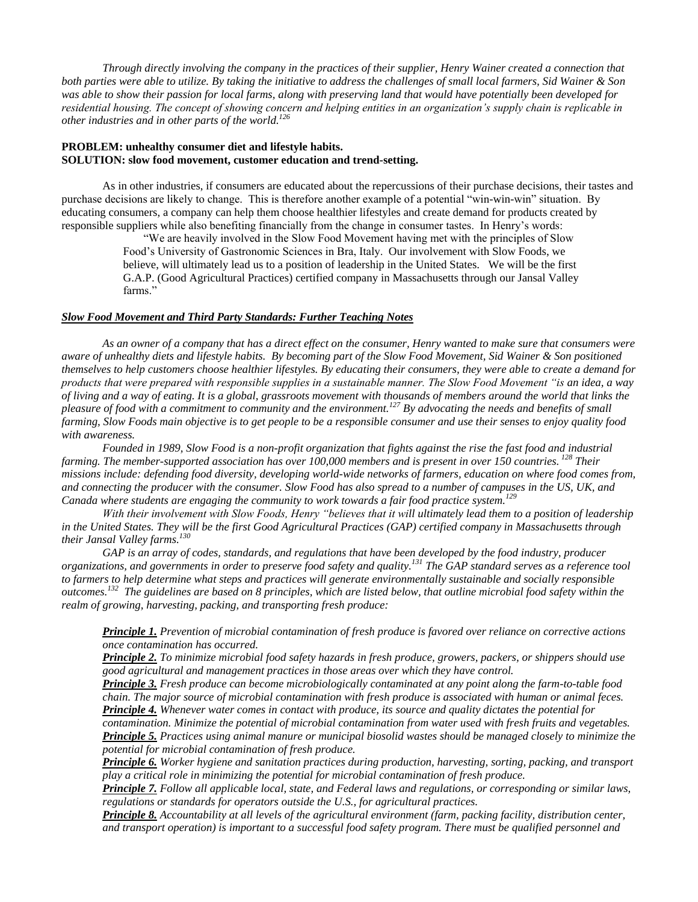*Through directly involving the company in the practices of their supplier, Henry Wainer created a connection that both parties were able to utilize. By taking the initiative to address the challenges of small local farmers, Sid Wainer & Son was able to show their passion for local farms, along with preserving land that would have potentially been developed for residential housing. The concept of showing concern and helping entities in an organization's supply chain is replicable in other industries and in other parts of the world.[126]*

**PROBLEM: unhealthy consumer diet and lifestyle habits.**
**SOLUTION: slow food movement, customer education and trend-setting.**

As in other industries, if consumers are educated about the repercussions of their purchase decisions, their tastes and purchase decisions are likely to change. This is therefore another example of a potential "win-win-win" situation. By educating consumers, a company can help them choose healthier lifestyles and create demand for products created by responsible suppliers while also benefiting financially from the change in consumer tastes. In Henry's words:

> "We are heavily involved in the Slow Food Movement having met with the principles of Slow Food's University of Gastronomic Sciences in Bra, Italy. Our involvement with Slow Foods, we believe, will ultimately lead us to a position of leadership in the United States. We will be the first G.A.P. (Good Agricultural Practices) certified company in Massachusetts through our Jansal Valley farms."

***Slow Food Movement and Third Party Standards: Further Teaching Notes***

*As an owner of a company that has a direct effect on the consumer, Henry wanted to make sure that consumers were aware of unhealthy diets and lifestyle habits. By becoming part of the Slow Food Movement, Sid Wainer & Son positioned themselves to help customers choose healthier lifestyles. By educating their consumers, they were able to create a demand for products that were prepared with responsible supplies in a sustainable manner. The Slow Food Movement "is an idea, a way of living and a way of eating. It is a global, grassroots movement with thousands of members around the world that links the pleasure of food with a commitment to community and the environment.[127] By advocating the needs and benefits of small farming, Slow Foods main objective is to get people to be a responsible consumer and use their senses to enjoy quality food with awareness.*

*Founded in 1989, Slow Food is a non-profit organization that fights against the rise the fast food and industrial farming. The member-supported association has over 100,000 members and is present in over 150 countries.[128] Their missions include: defending food diversity, developing world-wide networks of farmers, education on where food comes from, and connecting the producer with the consumer. Slow Food has also spread to a number of campuses in the US, UK, and Canada where students are engaging the community to work towards a fair food practice system.[129]*

*With their involvement with Slow Foods, Henry "believes that it will ultimately lead them to a position of leadership in the United States. They will be the first Good Agricultural Practices (GAP) certified company in Massachusetts through their Jansal Valley farms.[130]*

*GAP is an array of codes, standards, and regulations that have been developed by the food industry, producer organizations, and governments in order to preserve food safety and quality.[131] The GAP standard serves as a reference tool to farmers to help determine what steps and practices will generate environmentally sustainable and socially responsible outcomes.[132] The guidelines are based on 8 principles, which are listed below, that outline microbial food safety within the realm of growing, harvesting, packing, and transporting fresh produce:*

> ***Principle 1.*** *Prevention of microbial contamination of fresh produce is favored over reliance on corrective actions once contamination has occurred.*
> ***Principle 2.*** *To minimize microbial food safety hazards in fresh produce, growers, packers, or shippers should use good agricultural and management practices in those areas over which they have control.*
> ***Principle 3.*** *Fresh produce can become microbiologically contaminated at any point along the farm-to-table food chain. The major source of microbial contamination with fresh produce is associated with human or animal feces.*
> ***Principle 4.*** *Whenever water comes in contact with produce, its source and quality dictates the potential for contamination. Minimize the potential of microbial contamination from water used with fresh fruits and vegetables.*
> ***Principle 5.*** *Practices using animal manure or municipal biosolid wastes should be managed closely to minimize the potential for microbial contamination of fresh produce.*
> ***Principle 6.*** *Worker hygiene and sanitation practices during production, harvesting, sorting, packing, and transport play a critical role in minimizing the potential for microbial contamination of fresh produce.*
> ***Principle 7.*** *Follow all applicable local, state, and Federal laws and regulations, or corresponding or similar laws, regulations or standards for operators outside the U.S., for agricultural practices.*
> ***Principle 8.*** *Accountability at all levels of the agricultural environment (farm, packing facility, distribution center, and transport operation) is important to a successful food safety program. There must be qualified personnel and*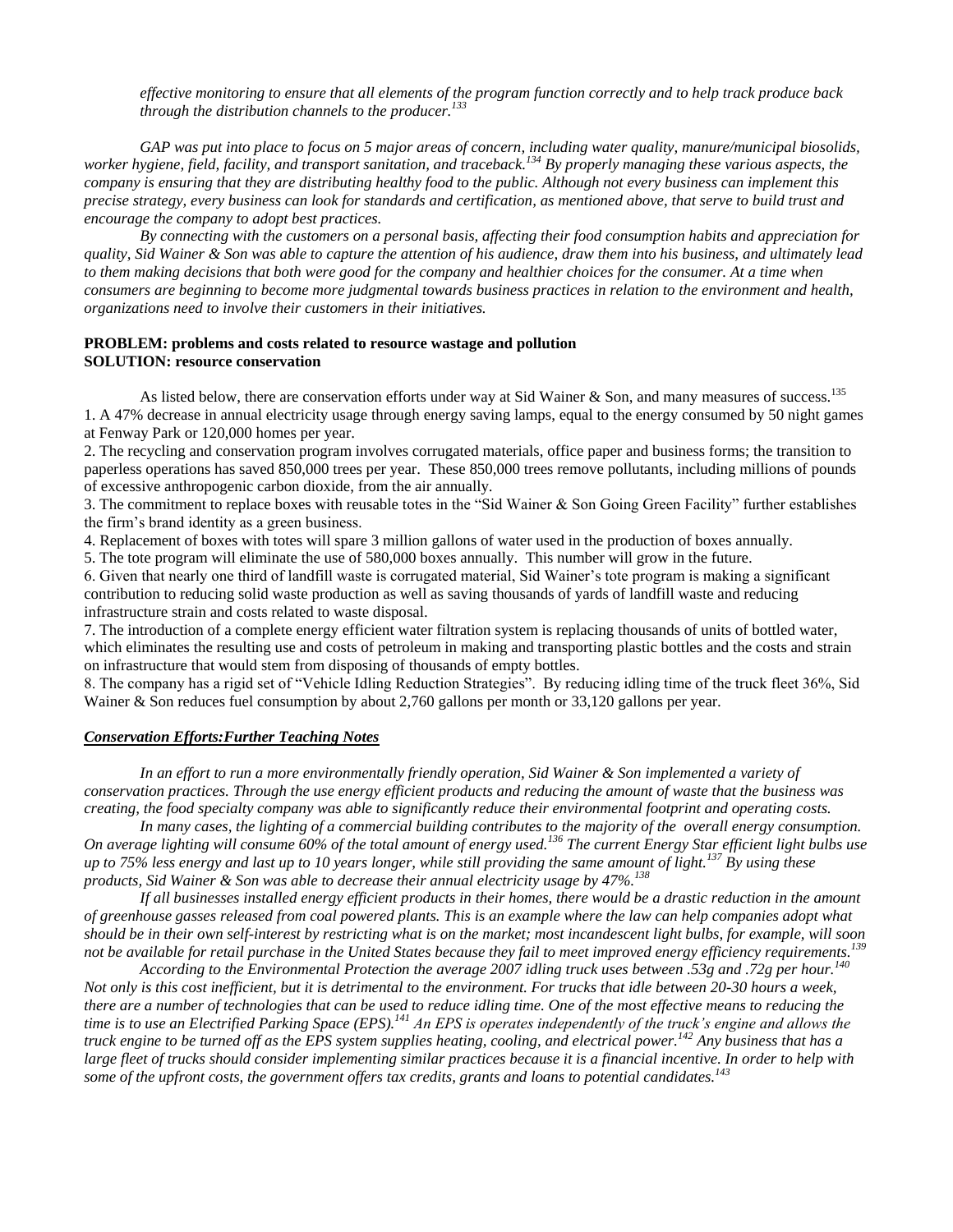*effective monitoring to ensure that all elements of the program function correctly and to help track produce back through the distribution channels to the producer.*[133]

*GAP was put into place to focus on 5 major areas of concern, including water quality, manure/municipal biosolids, worker hygiene, field, facility, and transport sanitation, and traceback.*[134] *By properly managing these various aspects, the company is ensuring that they are distributing healthy food to the public. Although not every business can implement this precise strategy, every business can look for standards and certification, as mentioned above, that serve to build trust and encourage the company to adopt best practices.*

*By connecting with the customers on a personal basis, affecting their food consumption habits and appreciation for quality, Sid Wainer & Son was able to capture the attention of his audience, draw them into his business, and ultimately lead to them making decisions that both were good for the company and healthier choices for the consumer. At a time when consumers are beginning to become more judgmental towards business practices in relation to the environment and health, organizations need to involve their customers in their initiatives.*

**PROBLEM: problems and costs related to resource wastage and pollution**
**SOLUTION: resource conservation**

As listed below, there are conservation efforts under way at Sid Wainer & Son, and many measures of success.[135]

1. A 47% decrease in annual electricity usage through energy saving lamps, equal to the energy consumed by 50 night games at Fenway Park or 120,000 homes per year.
2. The recycling and conservation program involves corrugated materials, office paper and business forms; the transition to paperless operations has saved 850,000 trees per year. These 850,000 trees remove pollutants, including millions of pounds of excessive anthropogenic carbon dioxide, from the air annually.
3. The commitment to replace boxes with reusable totes in the "Sid Wainer & Son Going Green Facility" further establishes the firm's brand identity as a green business.
4. Replacement of boxes with totes will spare 3 million gallons of water used in the production of boxes annually.
5. The tote program will eliminate the use of 580,000 boxes annually. This number will grow in the future.
6. Given that nearly one third of landfill waste is corrugated material, Sid Wainer's tote program is making a significant contribution to reducing solid waste production as well as saving thousands of yards of landfill waste and reducing infrastructure strain and costs related to waste disposal.
7. The introduction of a complete energy efficient water filtration system is replacing thousands of units of bottled water, which eliminates the resulting use and costs of petroleum in making and transporting plastic bottles and the costs and strain on infrastructure that would stem from disposing of thousands of empty bottles.
8. The company has a rigid set of "Vehicle Idling Reduction Strategies". By reducing idling time of the truck fleet 36%, Sid Wainer & Son reduces fuel consumption by about 2,760 gallons per month or 33,120 gallons per year.

***Conservation Efforts:Further Teaching Notes***

*In an effort to run a more environmentally friendly operation, Sid Wainer & Son implemented a variety of conservation practices. Through the use energy efficient products and reducing the amount of waste that the business was creating, the food specialty company was able to significantly reduce their environmental footprint and operating costs.*

*In many cases, the lighting of a commercial building contributes to the majority of the overall energy consumption. On average lighting will consume 60% of the total amount of energy used.*[136] *The current Energy Star efficient light bulbs use up to 75% less energy and last up to 10 years longer, while still providing the same amount of light.*[137] *By using these products, Sid Wainer & Son was able to decrease their annual electricity usage by 47%.*[138]

*If all businesses installed energy efficient products in their homes, there would be a drastic reduction in the amount of greenhouse gasses released from coal powered plants. This is an example where the law can help companies adopt what should be in their own self-interest by restricting what is on the market; most incandescent light bulbs, for example, will soon not be available for retail purchase in the United States because they fail to meet improved energy efficiency requirements.*[139]

*According to the Environmental Protection the average 2007 idling truck uses between .53g and .72g per hour.*[140] *Not only is this cost inefficient, but it is detrimental to the environment. For trucks that idle between 20-30 hours a week, there are a number of technologies that can be used to reduce idling time. One of the most effective means to reducing the time is to use an Electrified Parking Space (EPS).*[141] *An EPS is operates independently of the truck's engine and allows the truck engine to be turned off as the EPS system supplies heating, cooling, and electrical power.*[142] *Any business that has a large fleet of trucks should consider implementing similar practices because it is a financial incentive. In order to help with some of the upfront costs, the government offers tax credits, grants and loans to potential candidates.*[143]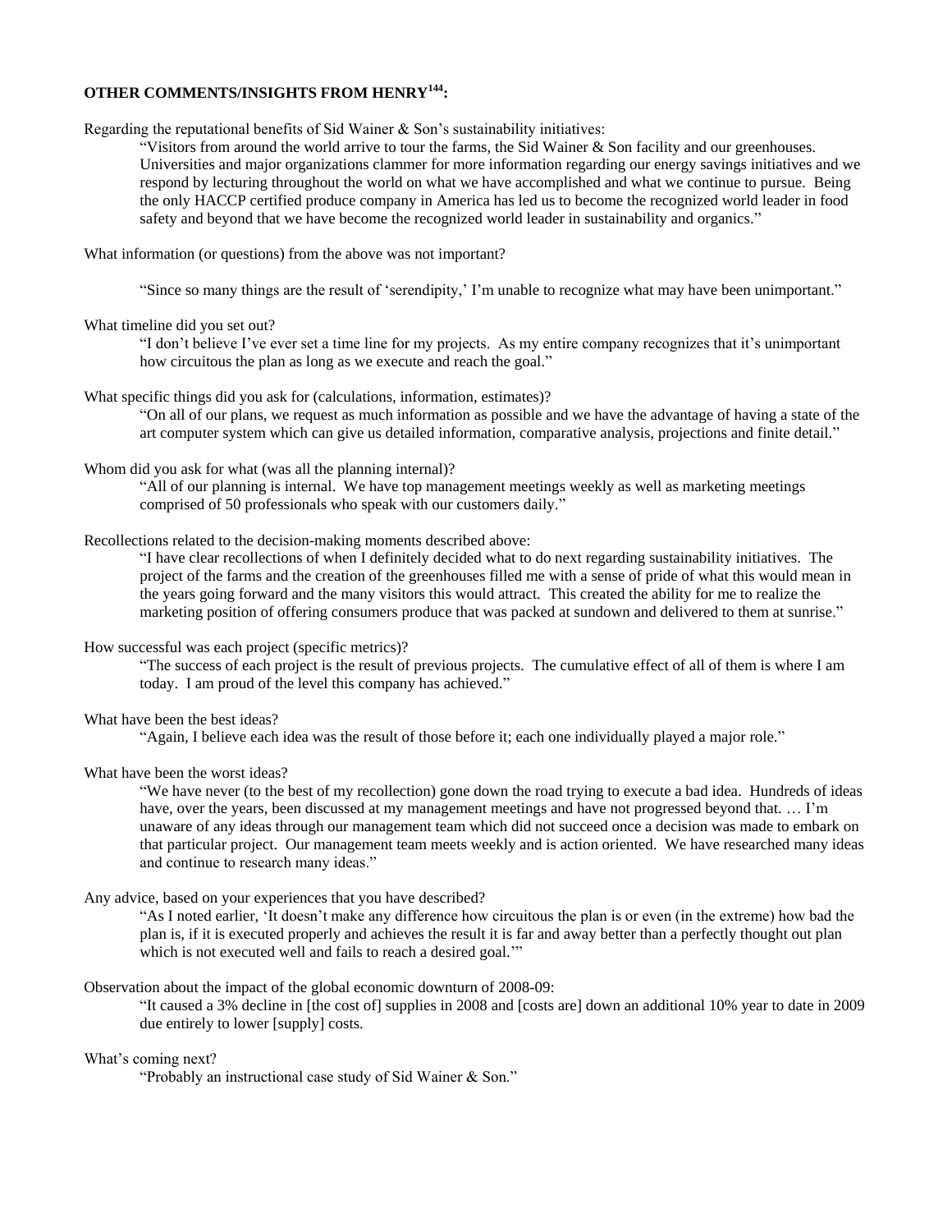**OTHER COMMENTS/INSIGHTS FROM HENRY[144]:**

Regarding the reputational benefits of Sid Wainer & Son's sustainability initiatives:

> "Visitors from around the world arrive to tour the farms, the Sid Wainer & Son facility and our greenhouses. Universities and major organizations clammer for more information regarding our energy savings initiatives and we respond by lecturing throughout the world on what we have accomplished and what we continue to pursue. Being the only HACCP certified produce company in America has led us to become the recognized world leader in food safety and beyond that we have become the recognized world leader in sustainability and organics."

What information (or questions) from the above was not important?

> "Since so many things are the result of 'serendipity,' I'm unable to recognize what may have been unimportant."

What timeline did you set out?

> "I don't believe I've ever set a time line for my projects. As my entire company recognizes that it's unimportant how circuitous the plan as long as we execute and reach the goal."

What specific things did you ask for (calculations, information, estimates)?

> "On all of our plans, we request as much information as possible and we have the advantage of having a state of the art computer system which can give us detailed information, comparative analysis, projections and finite detail."

Whom did you ask for what (was all the planning internal)?

> "All of our planning is internal. We have top management meetings weekly as well as marketing meetings comprised of 50 professionals who speak with our customers daily."

Recollections related to the decision-making moments described above:

> "I have clear recollections of when I definitely decided what to do next regarding sustainability initiatives. The project of the farms and the creation of the greenhouses filled me with a sense of pride of what this would mean in the years going forward and the many visitors this would attract. This created the ability for me to realize the marketing position of offering consumers produce that was packed at sundown and delivered to them at sunrise."

How successful was each project (specific metrics)?

> "The success of each project is the result of previous projects. The cumulative effect of all of them is where I am today. I am proud of the level this company has achieved."

What have been the best ideas?

> "Again, I believe each idea was the result of those before it; each one individually played a major role."

What have been the worst ideas?

> "We have never (to the best of my recollection) gone down the road trying to execute a bad idea. Hundreds of ideas have, over the years, been discussed at my management meetings and have not progressed beyond that. … I'm unaware of any ideas through our management team which did not succeed once a decision was made to embark on that particular project. Our management team meets weekly and is action oriented. We have researched many ideas and continue to research many ideas."

Any advice, based on your experiences that you have described?

> "As I noted earlier, 'It doesn't make any difference how circuitous the plan is or even (in the extreme) how bad the plan is, if it is executed properly and achieves the result it is far and away better than a perfectly thought out plan which is not executed well and fails to reach a desired goal.'"

Observation about the impact of the global economic downturn of 2008-09:

> "It caused a 3% decline in [the cost of] supplies in 2008 and [costs are] down an additional 10% year to date in 2009 due entirely to lower [supply] costs.

What's coming next?

> "Probably an instructional case study of Sid Wainer & Son."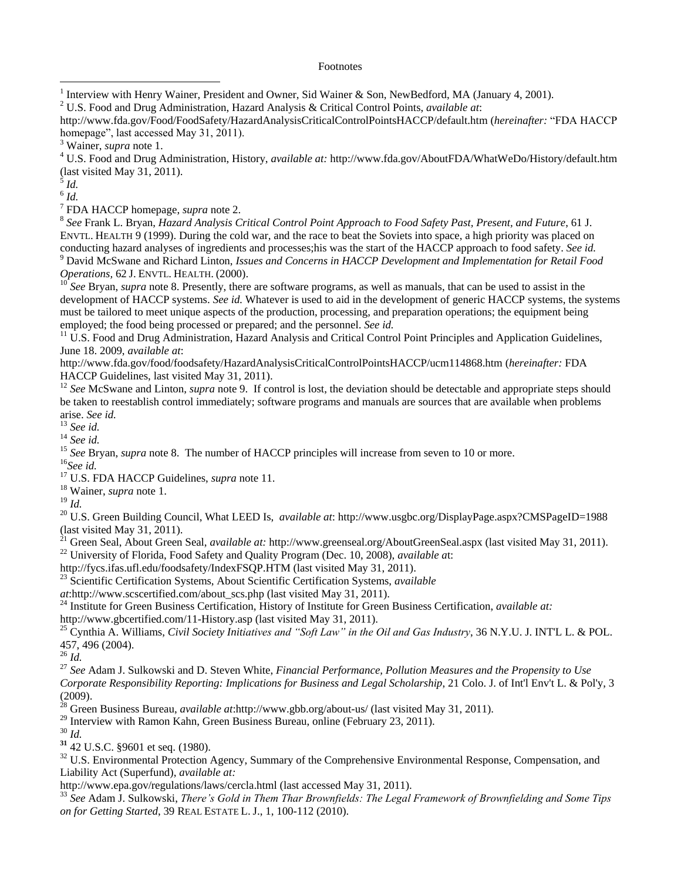Footnotes

[1] Interview with Henry Wainer, President and Owner, Sid Wainer & Son, NewBedford, MA (January 4, 2001).

[2] U.S. Food and Drug Administration, Hazard Analysis & Critical Control Points, *available at*: http://www.fda.gov/Food/FoodSafety/HazardAnalysisCriticalControlPointsHACCP/default.htm (*hereinafter:* "FDA HACCP homepage", last accessed May 31, 2011).

[3] Wainer, *supra* note 1.

[4] U.S. Food and Drug Administration, History, *available at:* http://www.fda.gov/AboutFDA/WhatWeDo/History/default.htm (last visited May 31, 2011).

[5] *Id.*

[6] *Id.*

[7] FDA HACCP homepage, *supra* note 2.

[8] *See* Frank L. Bryan, *Hazard Analysis Critical Control Point Approach to Food Safety Past, Present, and Future*, 61 J. ENVTL. HEALTH 9 (1999). During the cold war, and the race to beat the Soviets into space, a high priority was placed on conducting hazard analyses of ingredients and processes;his was the start of the HACCP approach to food safety. *See id.*

[9] David McSwane and Richard Linton, *Issues and Concerns in HACCP Development and Implementation for Retail Food Operations*, 62 J. ENVTL. HEALTH. (2000).

[10] *See* Bryan, *supra* note 8. Presently, there are software programs, as well as manuals, that can be used to assist in the development of HACCP systems. *See id.* Whatever is used to aid in the development of generic HACCP systems, the systems must be tailored to meet unique aspects of the production, processing, and preparation operations; the equipment being employed; the food being processed or prepared; and the personnel. *See id.*

[11] U.S. Food and Drug Administration, Hazard Analysis and Critical Control Point Principles and Application Guidelines, June 18. 2009, *available at*: http://www.fda.gov/food/foodsafety/HazardAnalysisCriticalControlPointsHACCP/ucm114868.htm (*hereinafter:* FDA HACCP Guidelines, last visited May 31, 2011).

[12] *See* McSwane and Linton, *supra* note 9. If control is lost, the deviation should be detectable and appropriate steps should be taken to reestablish control immediately; software programs and manuals are sources that are available when problems arise. *See id.*

[13] *See id.*

[14] *See id.*

[15] *See* Bryan, *supra* note 8. The number of HACCP principles will increase from seven to 10 or more.

[16] *See id.*

[17] U.S. FDA HACCP Guidelines, *supra* note 11.

[18] Wainer, *supra* note 1.

[19] *Id.*

[20] U.S. Green Building Council, What LEED Is, *available at*: http://www.usgbc.org/DisplayPage.aspx?CMSPageID=1988 (last visited May 31, 2011).

[21] Green Seal, About Green Seal, *available at:* http://www.greenseal.org/AboutGreenSeal.aspx (last visited May 31, 2011).

[22] University of Florida, Food Safety and Quality Program (Dec. 10, 2008), *available at*: http://fycs.ifas.ufl.edu/foodsafety/IndexFSQP.HTM (last visited May 31, 2011).

[23] Scientific Certification Systems, About Scientific Certification Systems, *available at*:http://www.scscertified.com/about_scs.php (last visited May 31, 2011).

[24] Institute for Green Business Certification, History of Institute for Green Business Certification, *available at:* http://www.gbcertified.com/11-History.asp (last visited May 31, 2011).

[25] Cynthia A. Williams, *Civil Society Initiatives and "Soft Law" in the Oil and Gas Industry*, 36 N.Y.U. J. INT'L L. & POL. 457, 496 (2004).

[26] *Id.*

[27] *See* Adam J. Sulkowski and D. Steven White, *Financial Performance, Pollution Measures and the Propensity to Use Corporate Responsibility Reporting: Implications for Business and Legal Scholarship*, 21 Colo. J. of Int'l Env't L. & Pol'y, 3 (2009).

[28] Green Business Bureau, *available at*:http://www.gbb.org/about-us/ (last visited May 31, 2011).

[29] Interview with Ramon Kahn, Green Business Bureau, online (February 23, 2011).

[30] *Id.*

[31] 42 U.S.C. §9601 et seq. (1980).

[32] U.S. Environmental Protection Agency, Summary of the Comprehensive Environmental Response, Compensation, and Liability Act (Superfund), *available at:* http://www.epa.gov/regulations/laws/cercla.html (last accessed May 31, 2011).

[33] *See* Adam J. Sulkowski, *There's Gold in Them Thar Brownfields: The Legal Framework of Brownfielding and Some Tips on for Getting Started*, 39 REAL ESTATE L. J., 1, 100-112 (2010).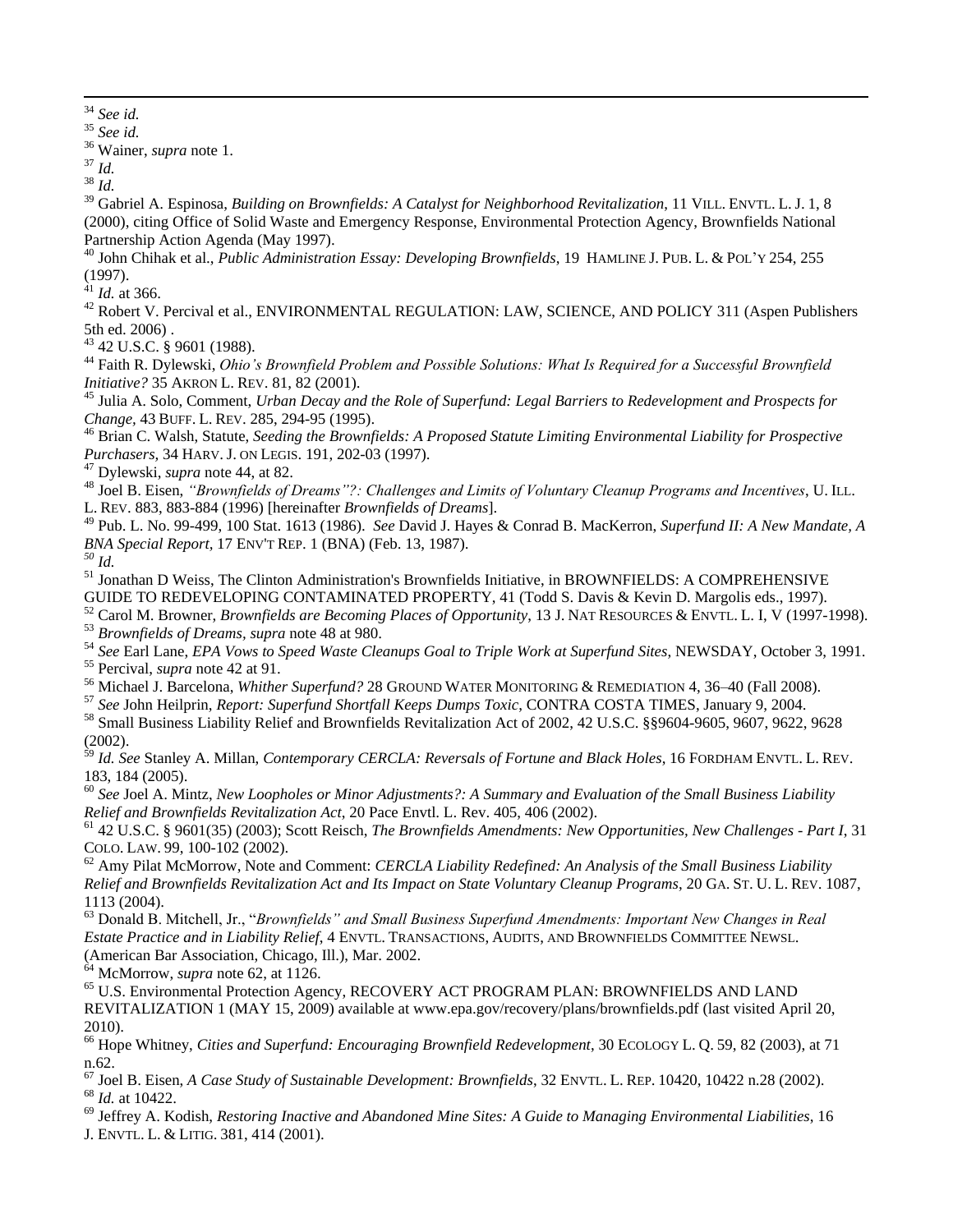[34] *See id.*

[35] *See id.*

[36] Wainer, *supra* note 1.

[37] *Id.*

[38] *Id.*

[39] Gabriel A. Espinosa, *Building on Brownfields: A Catalyst for Neighborhood Revitalization*, 11 VILL. ENVTL. L. J. 1, 8 (2000), citing Office of Solid Waste and Emergency Response, Environmental Protection Agency, Brownfields National Partnership Action Agenda (May 1997).

[40] John Chihak et al., *Public Administration Essay: Developing Brownfields*, 19 HAMLINE J. PUB. L. & POL'Y 254, 255 (1997).

[41] *Id.* at 366.

[42] Robert V. Percival et al., ENVIRONMENTAL REGULATION: LAW, SCIENCE, AND POLICY 311 (Aspen Publishers 5th ed. 2006) .

[43] 42 U.S.C. § 9601 (1988).

[44] Faith R. Dylewski, *Ohio's Brownfield Problem and Possible Solutions: What Is Required for a Successful Brownfield Initiative?* 35 AKRON L. REV. 81, 82 (2001).

[45] Julia A. Solo, Comment, *Urban Decay and the Role of Superfund: Legal Barriers to Redevelopment and Prospects for Change*, 43 BUFF. L. REV. 285, 294-95 (1995).

[46] Brian C. Walsh, Statute, *Seeding the Brownfields: A Proposed Statute Limiting Environmental Liability for Prospective Purchasers*, 34 HARV. J. ON LEGIS. 191, 202-03 (1997).

[47] Dylewski, *supra* note 44, at 82.

[48] Joel B. Eisen, *"Brownfields of Dreams"?: Challenges and Limits of Voluntary Cleanup Programs and Incentives*, U. ILL. L. REV. 883, 883-884 (1996) [hereinafter *Brownfields of Dreams*].

[49] Pub. L. No. 99-499, 100 Stat. 1613 (1986). *See* David J. Hayes & Conrad B. MacKerron, *Superfund II: A New Mandate, A BNA Special Report*, 17 ENV'T REP. 1 (BNA) (Feb. 13, 1987).

[50] *Id.*

[51] Jonathan D Weiss, The Clinton Administration's Brownfields Initiative, in BROWNFIELDS: A COMPREHENSIVE GUIDE TO REDEVELOPING CONTAMINATED PROPERTY, 41 (Todd S. Davis & Kevin D. Margolis eds., 1997).

[52] Carol M. Browner, *Brownfields are Becoming Places of Opportunity*, 13 J. NAT RESOURCES & ENVTL. L. I, V (1997-1998).

[53] *Brownfields of Dreams*, *supra* note 48 at 980.

[54] *See* Earl Lane, *EPA Vows to Speed Waste Cleanups Goal to Triple Work at Superfund Sites*, NEWSDAY, October 3, 1991.

[55] Percival, *supra* note 42 at 91.

[56] Michael J. Barcelona, *Whither Superfund?* 28 GROUND WATER MONITORING & REMEDIATION 4, 36–40 (Fall 2008).

[57] *See* John Heilprin, *Report: Superfund Shortfall Keeps Dumps Toxic*, CONTRA COSTA TIMES, January 9, 2004.

[58] Small Business Liability Relief and Brownfields Revitalization Act of 2002, 42 U.S.C. §§9604-9605, 9607, 9622, 9628 (2002).

[59] *Id. See* Stanley A. Millan, *Contemporary CERCLA: Reversals of Fortune and Black Holes*, 16 FORDHAM ENVTL. L. REV. 183, 184 (2005).

[60] *See* Joel A. Mintz, *New Loopholes or Minor Adjustments?: A Summary and Evaluation of the Small Business Liability Relief and Brownfields Revitalization Act*, 20 Pace Envtl. L. Rev. 405, 406 (2002).

[61] 42 U.S.C. § 9601(35) (2003); Scott Reisch, *The Brownfields Amendments: New Opportunities, New Challenges - Part I*, 31 COLO. LAW. 99, 100-102 (2002).

[62] Amy Pilat McMorrow, Note and Comment: *CERCLA Liability Redefined: An Analysis of the Small Business Liability Relief and Brownfields Revitalization Act and Its Impact on State Voluntary Cleanup Programs*, 20 GA. ST. U. L. REV. 1087, 1113 (2004).

[63] Donald B. Mitchell, Jr., "*Brownfields" and Small Business Superfund Amendments: Important New Changes in Real Estate Practice and in Liability Relief*, 4 ENVTL. TRANSACTIONS, AUDITS, AND BROWNFIELDS COMMITTEE NEWSL. (American Bar Association, Chicago, Ill.), Mar. 2002.

[64] McMorrow, *supra* note 62, at 1126.

[65] U.S. Environmental Protection Agency, RECOVERY ACT PROGRAM PLAN: BROWNFIELDS AND LAND REVITALIZATION 1 (MAY 15, 2009) available at www.epa.gov/recovery/plans/brownfields.pdf (last visited April 20, 2010).

[66] Hope Whitney, *Cities and Superfund: Encouraging Brownfield Redevelopment*, 30 ECOLOGY L. Q. 59, 82 (2003), at 71 n.62.

[67] Joel B. Eisen, *A Case Study of Sustainable Development: Brownfields*, 32 ENVTL. L. REP. 10420, 10422 n.28 (2002).

[68] *Id.* at 10422.

[69] Jeffrey A. Kodish, *Restoring Inactive and Abandoned Mine Sites: A Guide to Managing Environmental Liabilities*, 16 J. ENVTL. L. & LITIG. 381, 414 (2001).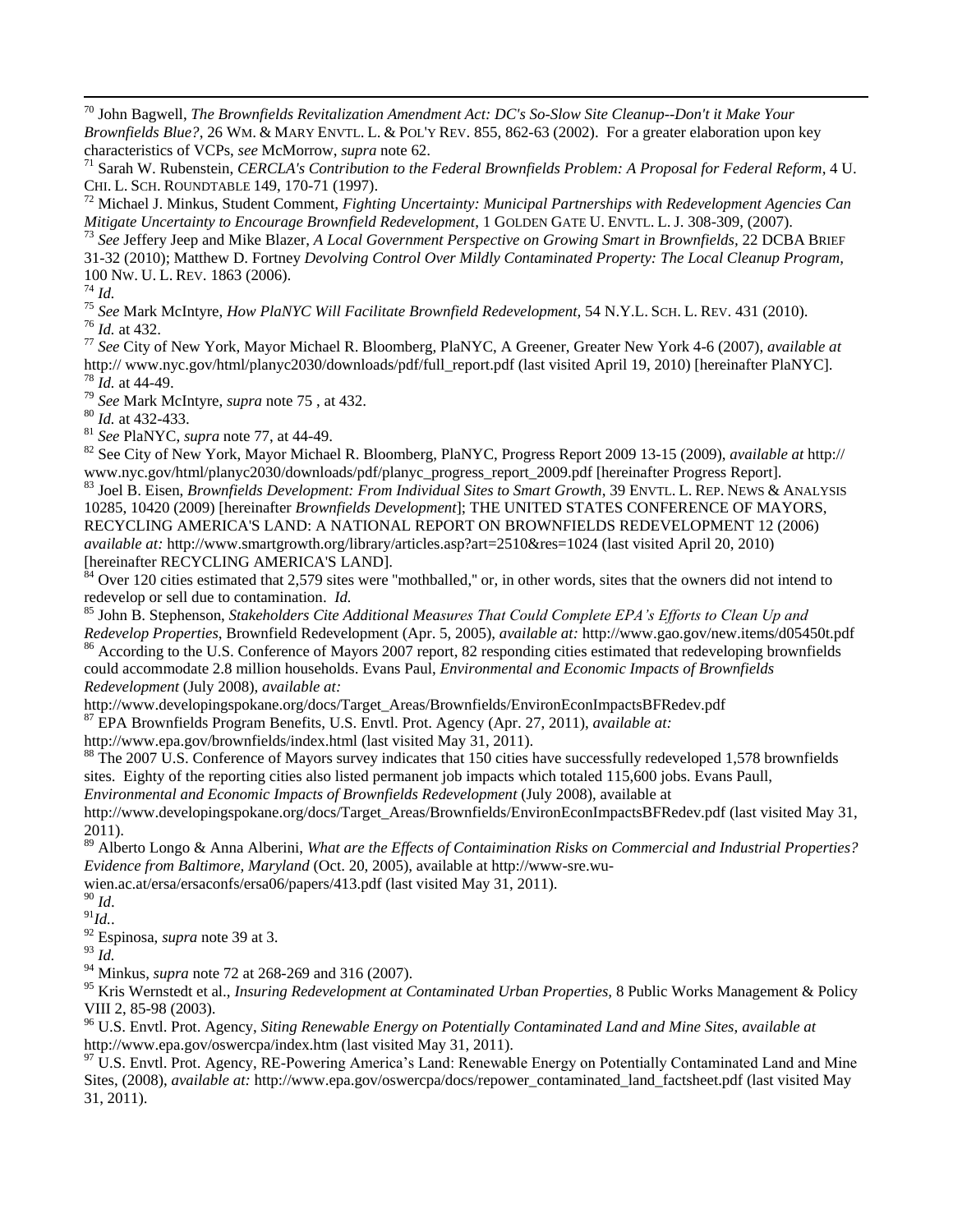[70] John Bagwell, *The Brownfields Revitalization Amendment Act: DC's So-Slow Site Cleanup--Don't it Make Your Brownfields Blue?*, 26 WM. & MARY ENVTL. L. & POL'Y REV. 855, 862-63 (2002). For a greater elaboration upon key characteristics of VCPs, *see* McMorrow, *supra* note 62.

[71] Sarah W. Rubenstein, *CERCLA's Contribution to the Federal Brownfields Problem: A Proposal for Federal Reform*, 4 U. CHI. L. SCH. ROUNDTABLE 149, 170-71 (1997).

[72] Michael J. Minkus, Student Comment, *Fighting Uncertainty: Municipal Partnerships with Redevelopment Agencies Can Mitigate Uncertainty to Encourage Brownfield Redevelopment*, 1 GOLDEN GATE U. ENVTL. L. J. 308-309, (2007).

[73] *See* Jeffery Jeep and Mike Blazer, *A Local Government Perspective on Growing Smart in Brownfields,* 22 DCBA BRIEF 31-32 (2010); Matthew D. Fortney *Devolving Control Over Mildly Contaminated Property: The Local Cleanup Program,* 100 NW. U. L. REV. 1863 (2006).

[74] *Id.*

[75] *See* Mark McIntyre, *How PlaNYC Will Facilitate Brownfield Redevelopment,* 54 N.Y.L. SCH. L. REV. 431 (2010).

[76] *Id.* at 432.

[77] *See* City of New York, Mayor Michael R. Bloomberg, PlaNYC, A Greener, Greater New York 4-6 (2007), *available at* http:// www.nyc.gov/html/planyc2030/downloads/pdf/full_report.pdf (last visited April 19, 2010) [hereinafter PlaNYC].

[78] *Id.* at 44-49.

[79] *See* Mark McIntyre, *supra* note 75 , at 432.

[80] *Id.* at 432-433.

[81] *See* PlaNYC, *supra* note 77, at 44-49.

[82] See City of New York, Mayor Michael R. Bloomberg, PlaNYC, Progress Report 2009 13-15 (2009), *available at* http:// www.nyc.gov/html/planyc2030/downloads/pdf/planyc_progress_report_2009.pdf [hereinafter Progress Report].

[83] Joel B. Eisen, *Brownfields Development: From Individual Sites to Smart Growth*, 39 ENVTL. L. REP. NEWS & ANALYSIS 10285, 10420 (2009) [hereinafter *Brownfields Development*]; THE UNITED STATES CONFERENCE OF MAYORS, RECYCLING AMERICA'S LAND: A NATIONAL REPORT ON BROWNFIELDS REDEVELOPMENT 12 (2006) *available at:* http://www.smartgrowth.org/library/articles.asp?art=2510&res=1024 (last visited April 20, 2010) [hereinafter RECYCLING AMERICA'S LAND].

[84] Over 120 cities estimated that 2,579 sites were "mothballed," or, in other words, sites that the owners did not intend to redevelop or sell due to contamination. *Id.*

[85] John B. Stephenson, *Stakeholders Cite Additional Measures That Could Complete EPA's Efforts to Clean Up and Redevelop Properties*, Brownfield Redevelopment (Apr. 5, 2005), *available at:* http://www.gao.gov/new.items/d05450t.pdf

[86] According to the U.S. Conference of Mayors 2007 report, 82 responding cities estimated that redeveloping brownfields could accommodate 2.8 million households. Evans Paul, *Environmental and Economic Impacts of Brownfields Redevelopment* (July 2008), *available at:* http://www.developingspokane.org/docs/Target_Areas/Brownfields/EnvironEconImpactsBFRedev.pdf

[87] EPA Brownfields Program Benefits, U.S. Envtl. Prot. Agency (Apr. 27, 2011), *available at:* http://www.epa.gov/brownfields/index.html (last visited May 31, 2011).

[88] The 2007 U.S. Conference of Mayors survey indicates that 150 cities have successfully redeveloped 1,578 brownfields sites. Eighty of the reporting cities also listed permanent job impacts which totaled 115,600 jobs. Evans Paull, *Environmental and Economic Impacts of Brownfields Redevelopment* (July 2008), available at http://www.developingspokane.org/docs/Target_Areas/Brownfields/EnvironEconImpactsBFRedev.pdf (last visited May 31, 2011).

[89] Alberto Longo & Anna Alberini, *What are the Effects of Contaimination Risks on Commercial and Industrial Properties? Evidence from Baltimore, Maryland* (Oct. 20, 2005), available at http://www-sre.wu-wien.ac.at/ersa/ersaconfs/ersa06/papers/413.pdf (last visited May 31, 2011).

[90] *Id*.

[91] *Id.*.

[92] Espinosa, *supra* note 39 at 3.

[93] *Id.*

[94] Minkus, *supra* note 72 at 268-269 and 316 (2007).

[95] Kris Wernstedt et al., *Insuring Redevelopment at Contaminated Urban Properties,* 8 Public Works Management & Policy VIII 2, 85-98 (2003).

[96] U.S. Envtl. Prot. Agency, *Siting Renewable Energy on Potentially Contaminated Land and Mine Sites*, *available at* http://www.epa.gov/oswercpa/index.htm (last visited May 31, 2011).

[97] U.S. Envtl. Prot. Agency, RE-Powering America's Land: Renewable Energy on Potentially Contaminated Land and Mine Sites, (2008), *available at:* http://www.epa.gov/oswercpa/docs/repower_contaminated_land_factsheet.pdf (last visited May 31, 2011).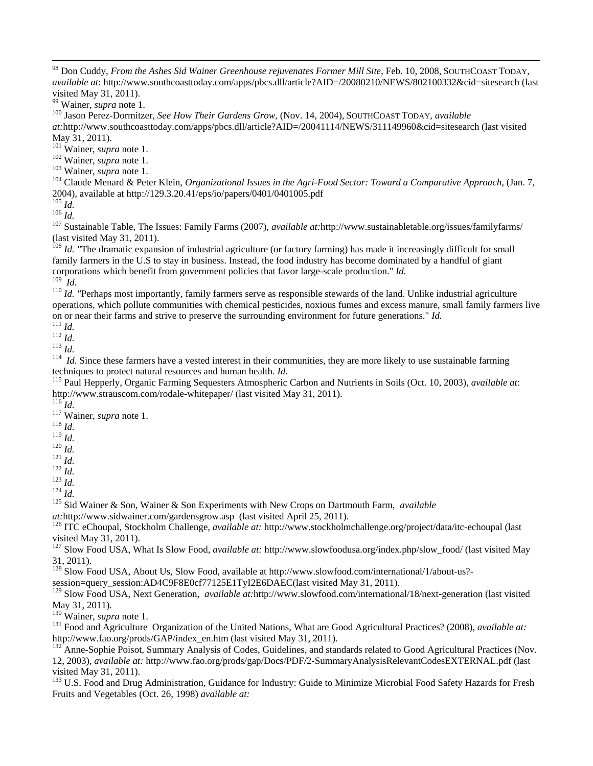[98] Don Cuddy, *From the Ashes Sid Wainer Greenhouse rejuvenates Former Mill Site*, Feb. 10, 2008, SOUTHCOAST TODAY, *available at*: http://www.southcoasttoday.com/apps/pbcs.dll/article?AID=/20080210/NEWS/802100332&cid=sitesearch (last visited May 31, 2011).

[99] Wainer, *supra* note 1.

[100] Jason Perez-Dormitzer, *See How Their Gardens Grow*, (Nov. 14, 2004), SOUTHCOAST TODAY, *available at:*http://www.southcoasttoday.com/apps/pbcs.dll/article?AID=/20041114/NEWS/311149960&cid=sitesearch (last visited May 31, 2011).

[101] Wainer, *supra* note 1.

[102] Wainer, *supra* note 1.

[103] Wainer, *supra* note 1.

[104] Claude Menard & Peter Klein, *Organizational Issues in the Agri-Food Sector: Toward a Comparative Approach*, (Jan. 7, 2004), available at http://129.3.20.41/eps/io/papers/0401/0401005.pdf

[105] *Id.*

[106] *Id.*

[107] Sustainable Table, The Issues: Family Farms (2007), *available at:*http://www.sustainabletable.org/issues/familyfarms/ (last visited May 31, 2011).

[108] *Id.* "The dramatic expansion of industrial agriculture (or factory farming) has made it increasingly difficult for small family farmers in the U.S to stay in business. Instead, the food industry has become dominated by a handful of giant corporations which benefit from government policies that favor large-scale production." *Id.*

[109] *Id.*

[110] *Id.* "Perhaps most importantly, family farmers serve as responsible stewards of the land. Unlike industrial agriculture operations, which pollute communities with chemical pesticides, noxious fumes and excess manure, small family farmers live on or near their farms and strive to preserve the surrounding environment for future generations." *Id.*

[111] *Id.*

[112] *Id.*

[113] *Id.*

[114] *Id.* Since these farmers have a vested interest in their communities, they are more likely to use sustainable farming techniques to protect natural resources and human health. *Id.*

[115] Paul Hepperly, Organic Farming Sequesters Atmospheric Carbon and Nutrients in Soils (Oct. 10, 2003), *available at*: http://www.strauscom.com/rodale-whitepaper/ (last visited May 31, 2011).

[116] *Id.*

[117] Wainer, *supra* note 1.

[118] *Id.*

[119] *Id.*

[120] *Id.*

[121] *Id.*

[122] *Id.*

[123] *Id.*

[124] *Id.*

[125] Sid Wainer & Son, Wainer & Son Experiments with New Crops on Dartmouth Farm, *available at:*http://www.sidwainer.com/gardensgrow.asp (last visited April 25, 2011).

[126] ITC eChoupal, Stockholm Challenge, *available at:* http://www.stockholmchallenge.org/project/data/itc-echoupal (last visited May 31, 2011).

[127] Slow Food USA, What Is Slow Food, *available at:* http://www.slowfoodusa.org/index.php/slow_food/ (last visited May 31, 2011).

[128] Slow Food USA, About Us, Slow Food, available at http://www.slowfood.com/international/1/about-us?-session=query_session:AD4C9F8E0cf77125E1TyI2E6DAEC(last visited May 31, 2011).

[129] Slow Food USA, Next Generation, *available at:*http://www.slowfood.com/international/18/next-generation (last visited May 31, 2011).

[130] Wainer, *supra* note 1.

[131] Food and Agriculture Organization of the United Nations, What are Good Agricultural Practices? (2008), *available at:* http://www.fao.org/prods/GAP/index_en.htm (last visited May 31, 2011).

[132] Anne-Sophie Poisot, Summary Analysis of Codes, Guidelines, and standards related to Good Agricultural Practices (Nov. 12, 2003), *available at:* http://www.fao.org/prods/gap/Docs/PDF/2-SummaryAnalysisRelevantCodesEXTERNAL.pdf (last visited May 31, 2011).

[133] U.S. Food and Drug Administration, Guidance for Industry: Guide to Minimize Microbial Food Safety Hazards for Fresh Fruits and Vegetables (Oct. 26, 1998) *available at:*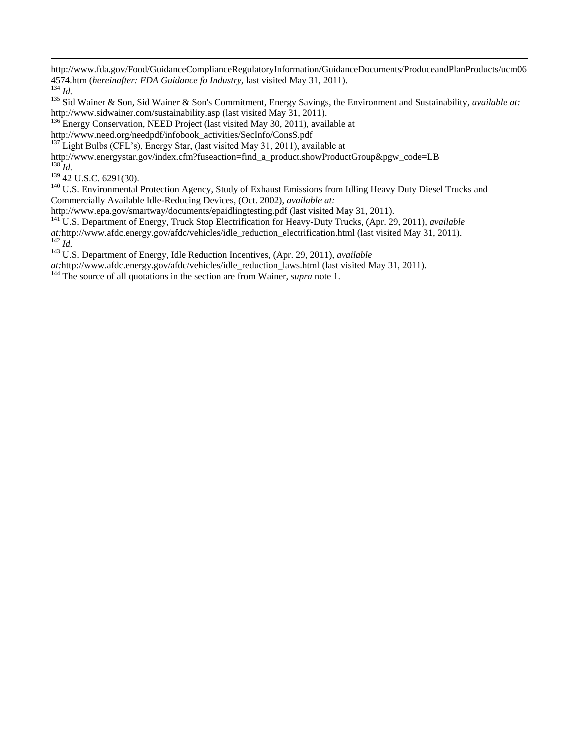http://www.fda.gov/Food/GuidanceComplianceRegulatoryInformation/GuidanceDocuments/ProduceandPlanProducts/ucm064574.htm (*hereinafter: FDA Guidance fo Industry*, last visited May 31, 2011).

[134] *Id.*

[135] Sid Wainer & Son, Sid Wainer & Son's Commitment, Energy Savings, the Environment and Sustainability, *available at:* http://www.sidwainer.com/sustainability.asp (last visited May 31, 2011).

[136] Energy Conservation, NEED Project (last visited May 30, 2011), available at http://www.need.org/needpdf/infobook_activities/SecInfo/ConsS.pdf

[137] Light Bulbs (CFL's), Energy Star, (last visited May 31, 2011), available at http://www.energystar.gov/index.cfm?fuseaction=find_a_product.showProductGroup&pgw_code=LB

[138] *Id.*

[139] 42 U.S.C. 6291(30).

[140] U.S. Environmental Protection Agency, Study of Exhaust Emissions from Idling Heavy Duty Diesel Trucks and Commercially Available Idle-Reducing Devices, (Oct. 2002), *available at:* http://www.epa.gov/smartway/documents/epaidlingtesting.pdf (last visited May 31, 2011).

[141] U.S. Department of Energy, Truck Stop Electrification for Heavy-Duty Trucks, (Apr. 29, 2011), *available at:*http://www.afdc.energy.gov/afdc/vehicles/idle_reduction_electrification.html (last visited May 31, 2011).

[142] *Id.*

[143] U.S. Department of Energy, Idle Reduction Incentives, (Apr. 29, 2011), *available at:*http://www.afdc.energy.gov/afdc/vehicles/idle_reduction_laws.html (last visited May 31, 2011).

[144] The source of all quotations in the section are from Wainer, *supra* note 1.